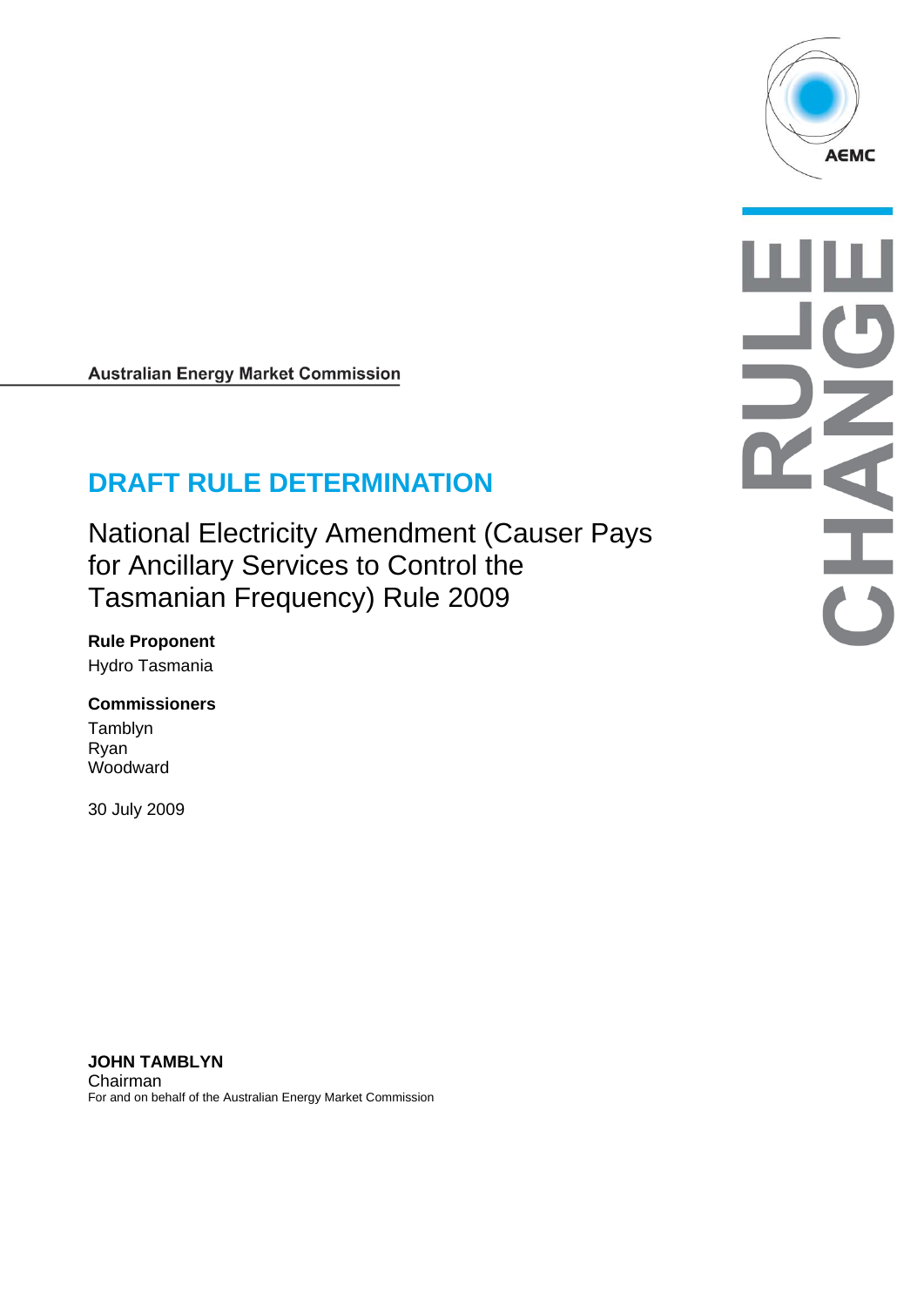Australian Energy Market Commission

# DRAFT RULE DETERMINATION

## National Electricity Amendment (Causer Pays for Ancillary Services to Control the Tasmanian Frequency) Rule 2009

**Rule Proponent**

Hydro Tasmania

**Commissioners**

Tamblyn
Ryan
Woodward

30 July 2009

**JOHN TAMBLYN**
Chairman
For and on behalf of the Australian Energy Market Commission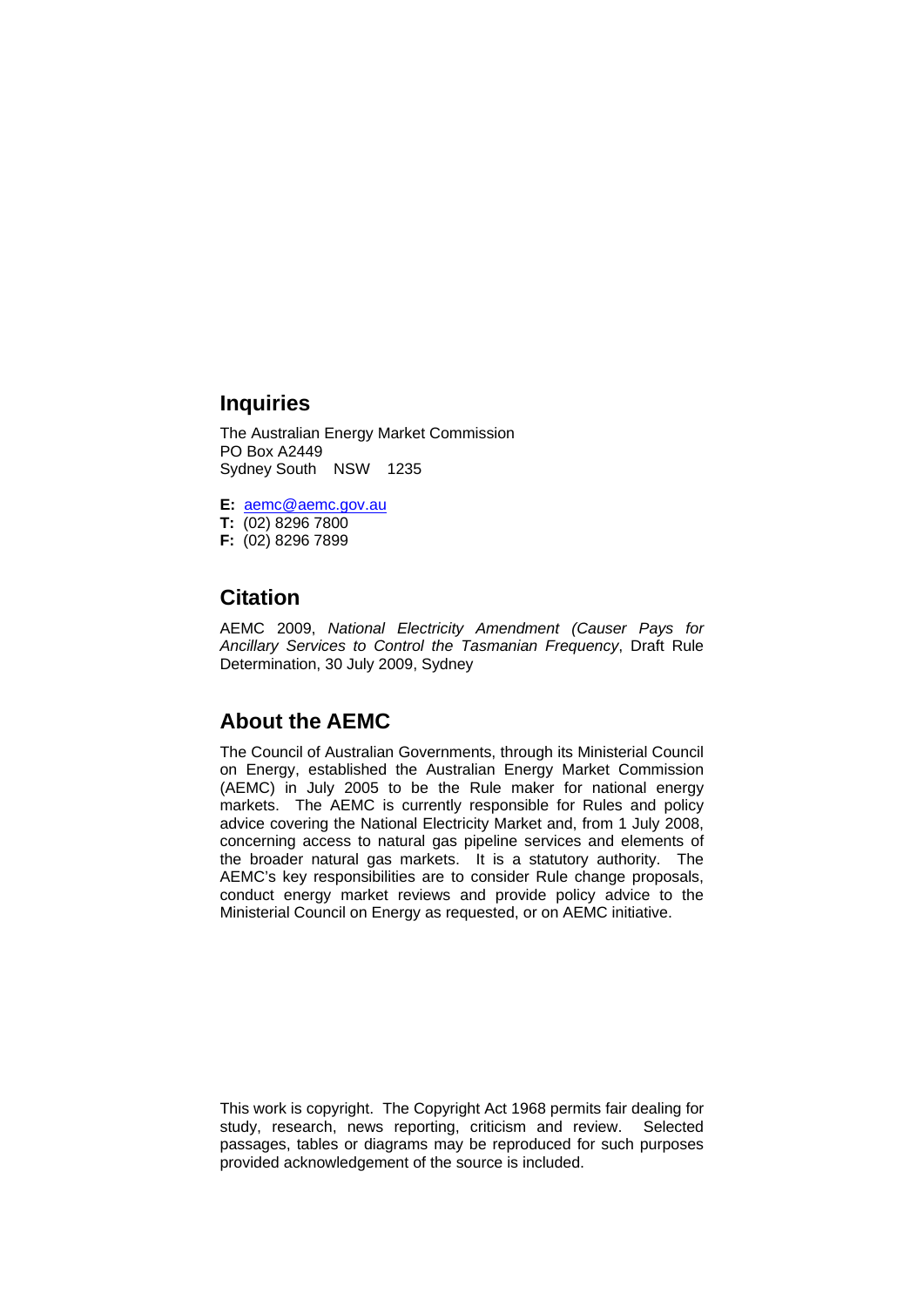## Inquiries

The Australian Energy Market Commission
PO Box A2449
Sydney South NSW 1235

**E:** aemc@aemc.gov.au
**T:** (02) 8296 7800
**F:** (02) 8296 7899

## Citation

AEMC 2009, *National Electricity Amendment (Causer Pays for Ancillary Services to Control the Tasmanian Frequency*, Draft Rule Determination, 30 July 2009, Sydney

## About the AEMC

The Council of Australian Governments, through its Ministerial Council on Energy, established the Australian Energy Market Commission (AEMC) in July 2005 to be the Rule maker for national energy markets. The AEMC is currently responsible for Rules and policy advice covering the National Electricity Market and, from 1 July 2008, concerning access to natural gas pipeline services and elements of the broader natural gas markets. It is a statutory authority. The AEMC's key responsibilities are to consider Rule change proposals, conduct energy market reviews and provide policy advice to the Ministerial Council on Energy as requested, or on AEMC initiative.

This work is copyright. The Copyright Act 1968 permits fair dealing for study, research, news reporting, criticism and review. Selected passages, tables or diagrams may be reproduced for such purposes provided acknowledgement of the source is included.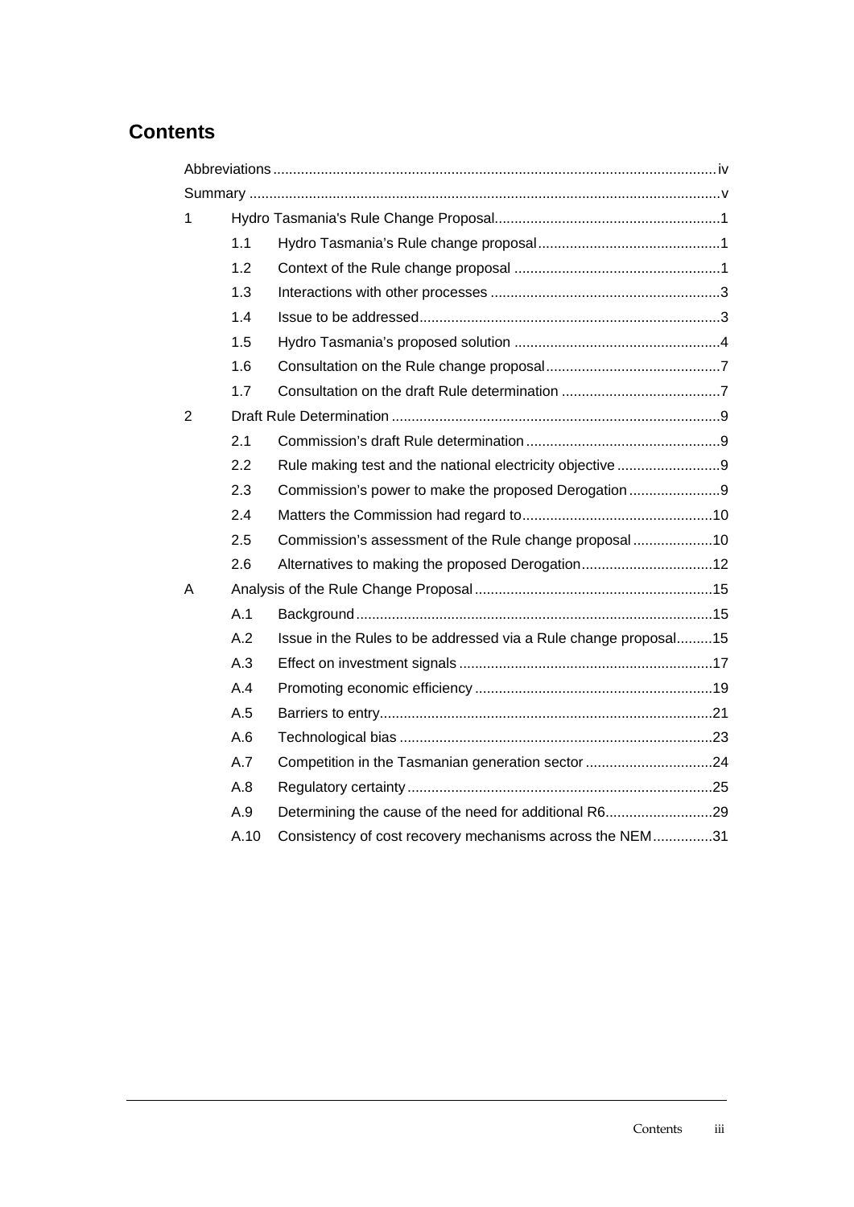# Contents

Abbreviations .............................................................................................................. iv

Summary ...................................................................................................................... v

1 Hydro Tasmania's Rule Change Proposal ......................................................... 1

- 1.1 Hydro Tasmania's Rule change proposal ............................................. 1
- 1.2 Context of the Rule change proposal ................................................... 1
- 1.3 Interactions with other processes .......................................................... 3
- 1.4 Issue to be addressed ........................................................................... 3
- 1.5 Hydro Tasmania's proposed solution .................................................... 4
- 1.6 Consultation on the Rule change proposal ............................................ 7
- 1.7 Consultation on the draft Rule determination ........................................ 7

2 Draft Rule Determination .................................................................................. 9

- 2.1 Commission's draft Rule determination ................................................. 9
- 2.2 Rule making test and the national electricity objective .......................... 9
- 2.3 Commission's power to make the proposed Derogation ....................... 9
- 2.4 Matters the Commission had regard to ................................................ 10
- 2.5 Commission's assessment of the Rule change proposal .................... 10
- 2.6 Alternatives to making the proposed Derogation ................................. 12

A Analysis of the Rule Change Proposal ............................................................ 15

- A.1 Background ......................................................................................... 15
- A.2 Issue in the Rules to be addressed via a Rule change proposal ......... 15
- A.3 Effect on investment signals ................................................................ 17
- A.4 Promoting economic efficiency ............................................................ 19
- A.5 Barriers to entry ................................................................................... 21
- A.6 Technological bias .............................................................................. 23
- A.7 Competition in the Tasmanian generation sector ................................ 24
- A.8 Regulatory certainty ............................................................................ 25
- A.9 Determining the cause of the need for additional R6 ........................... 29
- A.10 Consistency of cost recovery mechanisms across the NEM ............... 31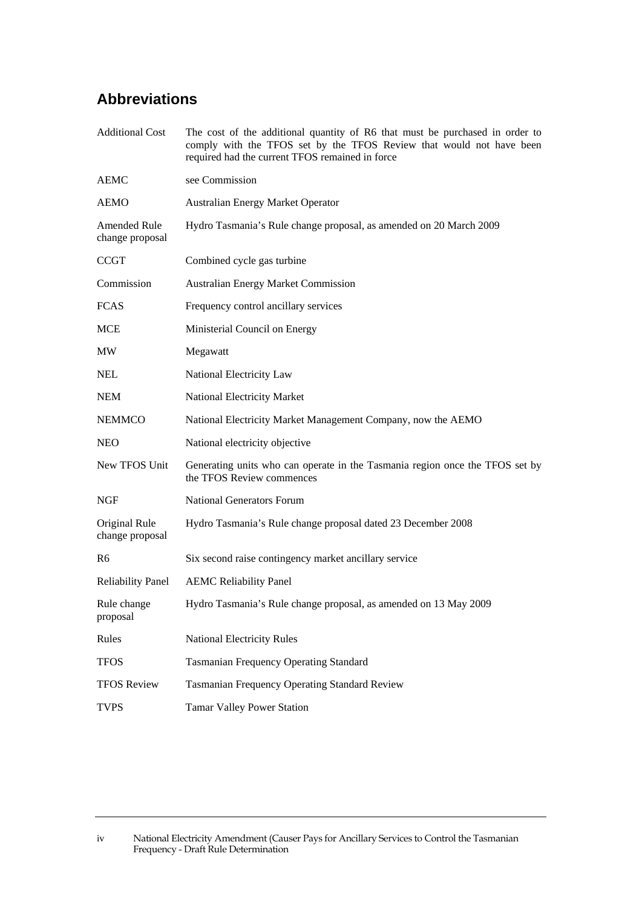## Abbreviations

| | |
|---|---|
| Additional Cost | The cost of the additional quantity of R6 that must be purchased in order to comply with the TFOS set by the TFOS Review that would not have been required had the current TFOS remained in force |
| AEMC | see Commission |
| AEMO | Australian Energy Market Operator |
| Amended Rule change proposal | Hydro Tasmania's Rule change proposal, as amended on 20 March 2009 |
| CCGT | Combined cycle gas turbine |
| Commission | Australian Energy Market Commission |
| FCAS | Frequency control ancillary services |
| MCE | Ministerial Council on Energy |
| MW | Megawatt |
| NEL | National Electricity Law |
| NEM | National Electricity Market |
| NEMMCO | National Electricity Market Management Company, now the AEMO |
| NEO | National electricity objective |
| New TFOS Unit | Generating units who can operate in the Tasmania region once the TFOS set by the TFOS Review commences |
| NGF | National Generators Forum |
| Original Rule change proposal | Hydro Tasmania's Rule change proposal dated 23 December 2008 |
| R6 | Six second raise contingency market ancillary service |
| Reliability Panel | AEMC Reliability Panel |
| Rule change proposal | Hydro Tasmania's Rule change proposal, as amended on 13 May 2009 |
| Rules | National Electricity Rules |
| TFOS | Tasmanian Frequency Operating Standard |
| TFOS Review | Tasmanian Frequency Operating Standard Review |
| TVPS | Tamar Valley Power Station |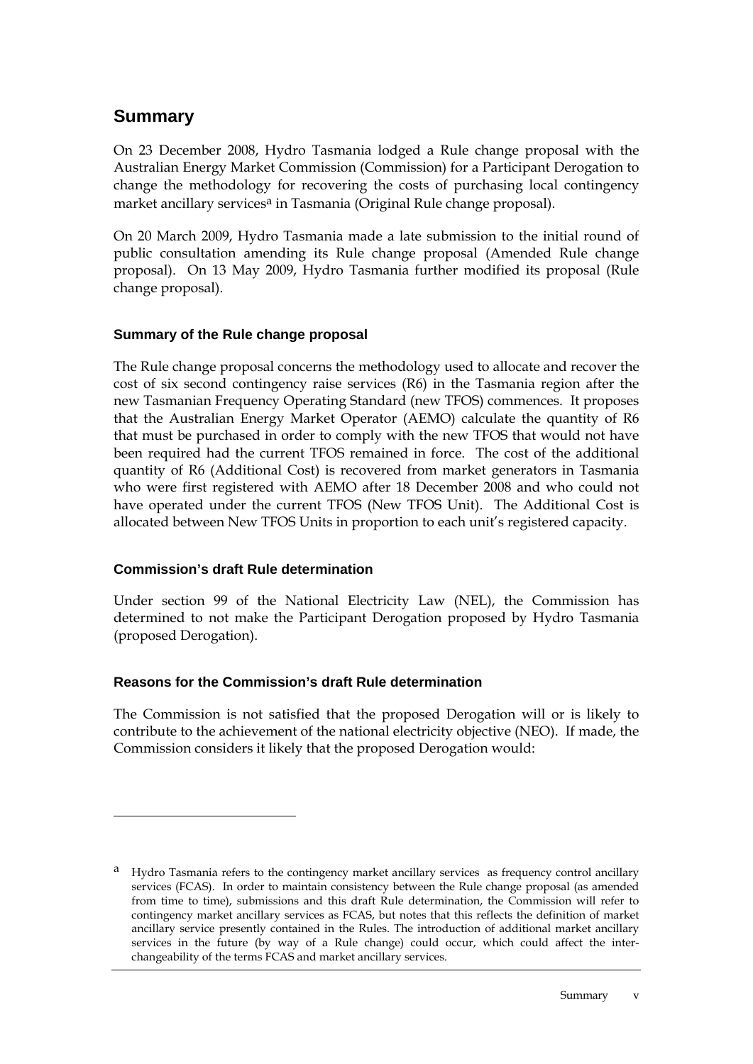# Summary

On 23 December 2008, Hydro Tasmania lodged a Rule change proposal with the Australian Energy Market Commission (Commission) for a Participant Derogation to change the methodology for recovering the costs of purchasing local contingency market ancillary services[a] in Tasmania (Original Rule change proposal).

On 20 March 2009, Hydro Tasmania made a late submission to the initial round of public consultation amending its Rule change proposal (Amended Rule change proposal). On 13 May 2009, Hydro Tasmania further modified its proposal (Rule change proposal).

### Summary of the Rule change proposal

The Rule change proposal concerns the methodology used to allocate and recover the cost of six second contingency raise services (R6) in the Tasmania region after the new Tasmanian Frequency Operating Standard (new TFOS) commences. It proposes that the Australian Energy Market Operator (AEMO) calculate the quantity of R6 that must be purchased in order to comply with the new TFOS that would not have been required had the current TFOS remained in force. The cost of the additional quantity of R6 (Additional Cost) is recovered from market generators in Tasmania who were first registered with AEMO after 18 December 2008 and who could not have operated under the current TFOS (New TFOS Unit). The Additional Cost is allocated between New TFOS Units in proportion to each unit's registered capacity.

### Commission's draft Rule determination

Under section 99 of the National Electricity Law (NEL), the Commission has determined to not make the Participant Derogation proposed by Hydro Tasmania (proposed Derogation).

### Reasons for the Commission's draft Rule determination

The Commission is not satisfied that the proposed Derogation will or is likely to contribute to the achievement of the national electricity objective (NEO). If made, the Commission considers it likely that the proposed Derogation would:

---

[a] Hydro Tasmania refers to the contingency market ancillary services as frequency control ancillary services (FCAS). In order to maintain consistency between the Rule change proposal (as amended from time to time), submissions and this draft Rule determination, the Commission will refer to contingency market ancillary services as FCAS, but notes that this reflects the definition of market ancillary service presently contained in the Rules. The introduction of additional market ancillary services in the future (by way of a Rule change) could occur, which could affect the inter-changeability of the terms FCAS and market ancillary services.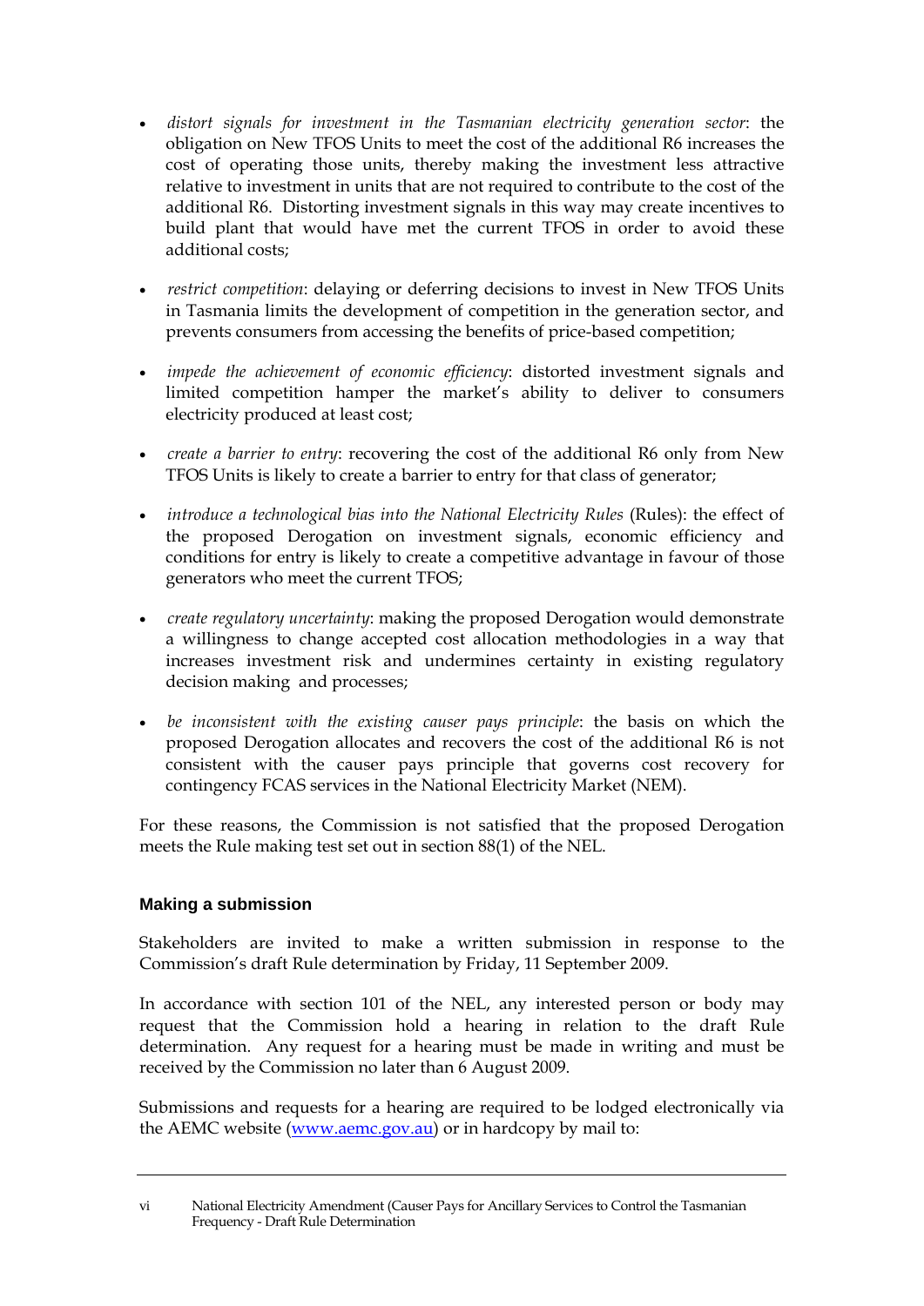- *distort signals for investment in the Tasmanian electricity generation sector*: the obligation on New TFOS Units to meet the cost of the additional R6 increases the cost of operating those units, thereby making the investment less attractive relative to investment in units that are not required to contribute to the cost of the additional R6. Distorting investment signals in this way may create incentives to build plant that would have met the current TFOS in order to avoid these additional costs;

- *restrict competition*: delaying or deferring decisions to invest in New TFOS Units in Tasmania limits the development of competition in the generation sector, and prevents consumers from accessing the benefits of price-based competition;

- *impede the achievement of economic efficiency*: distorted investment signals and limited competition hamper the market's ability to deliver to consumers electricity produced at least cost;

- *create a barrier to entry*: recovering the cost of the additional R6 only from New TFOS Units is likely to create a barrier to entry for that class of generator;

- *introduce a technological bias into the National Electricity Rules* (Rules): the effect of the proposed Derogation on investment signals, economic efficiency and conditions for entry is likely to create a competitive advantage in favour of those generators who meet the current TFOS;

- *create regulatory uncertainty*: making the proposed Derogation would demonstrate a willingness to change accepted cost allocation methodologies in a way that increases investment risk and undermines certainty in existing regulatory decision making and processes;

- *be inconsistent with the existing causer pays principle*: the basis on which the proposed Derogation allocates and recovers the cost of the additional R6 is not consistent with the causer pays principle that governs cost recovery for contingency FCAS services in the National Electricity Market (NEM).

For these reasons, the Commission is not satisfied that the proposed Derogation meets the Rule making test set out in section 88(1) of the NEL.

### Making a submission

Stakeholders are invited to make a written submission in response to the Commission's draft Rule determination by Friday, 11 September 2009.

In accordance with section 101 of the NEL, any interested person or body may request that the Commission hold a hearing in relation to the draft Rule determination. Any request for a hearing must be made in writing and must be received by the Commission no later than 6 August 2009.

Submissions and requests for a hearing are required to be lodged electronically via the AEMC website (www.aemc.gov.au) or in hardcopy by mail to: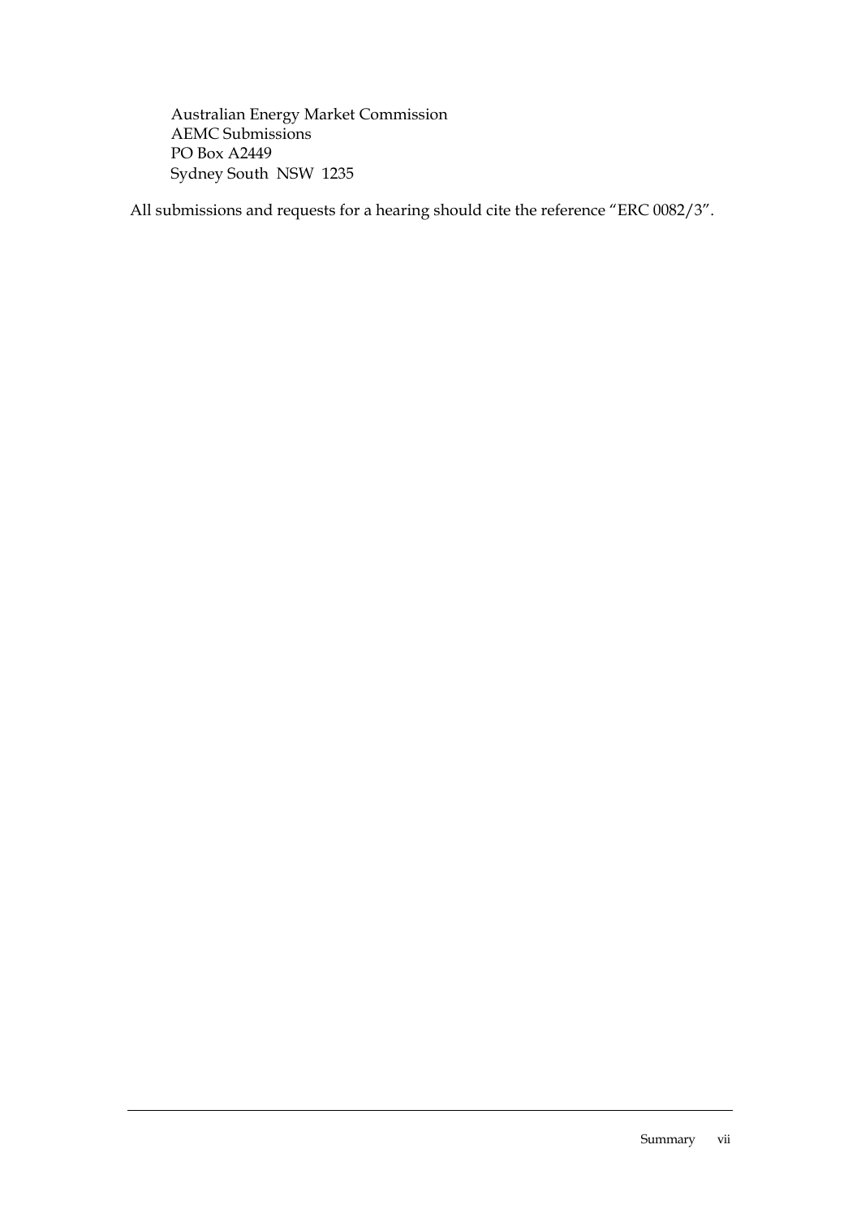Australian Energy Market Commission
AEMC Submissions
PO Box A2449
Sydney South NSW 1235

All submissions and requests for a hearing should cite the reference "ERC 0082/3".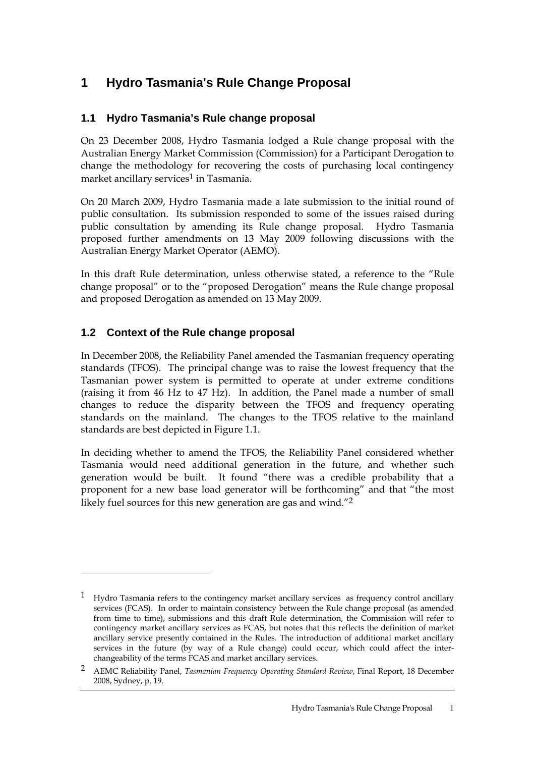# 1 Hydro Tasmania's Rule Change Proposal

## 1.1 Hydro Tasmania's Rule change proposal

On 23 December 2008, Hydro Tasmania lodged a Rule change proposal with the Australian Energy Market Commission (Commission) for a Participant Derogation to change the methodology for recovering the costs of purchasing local contingency market ancillary services[1] in Tasmania.

On 20 March 2009, Hydro Tasmania made a late submission to the initial round of public consultation. Its submission responded to some of the issues raised during public consultation by amending its Rule change proposal. Hydro Tasmania proposed further amendments on 13 May 2009 following discussions with the Australian Energy Market Operator (AEMO).

In this draft Rule determination, unless otherwise stated, a reference to the "Rule change proposal" or to the "proposed Derogation" means the Rule change proposal and proposed Derogation as amended on 13 May 2009.

## 1.2 Context of the Rule change proposal

In December 2008, the Reliability Panel amended the Tasmanian frequency operating standards (TFOS). The principal change was to raise the lowest frequency that the Tasmanian power system is permitted to operate at under extreme conditions (raising it from 46 Hz to 47 Hz). In addition, the Panel made a number of small changes to reduce the disparity between the TFOS and frequency operating standards on the mainland. The changes to the TFOS relative to the mainland standards are best depicted in Figure 1.1.

In deciding whether to amend the TFOS, the Reliability Panel considered whether Tasmania would need additional generation in the future, and whether such generation would be built. It found "there was a credible probability that a proponent for a new base load generator will be forthcoming" and that "the most likely fuel sources for this new generation are gas and wind."[2]

---

[1] Hydro Tasmania refers to the contingency market ancillary services as frequency control ancillary services (FCAS). In order to maintain consistency between the Rule change proposal (as amended from time to time), submissions and this draft Rule determination, the Commission will refer to contingency market ancillary services as FCAS, but notes that this reflects the definition of market ancillary service presently contained in the Rules. The introduction of additional market ancillary services in the future (by way of a Rule change) could occur, which could affect the inter-changeability of the terms FCAS and market ancillary services.

[2] AEMC Reliability Panel, *Tasmanian Frequency Operating Standard Review*, Final Report, 18 December 2008, Sydney, p. 19.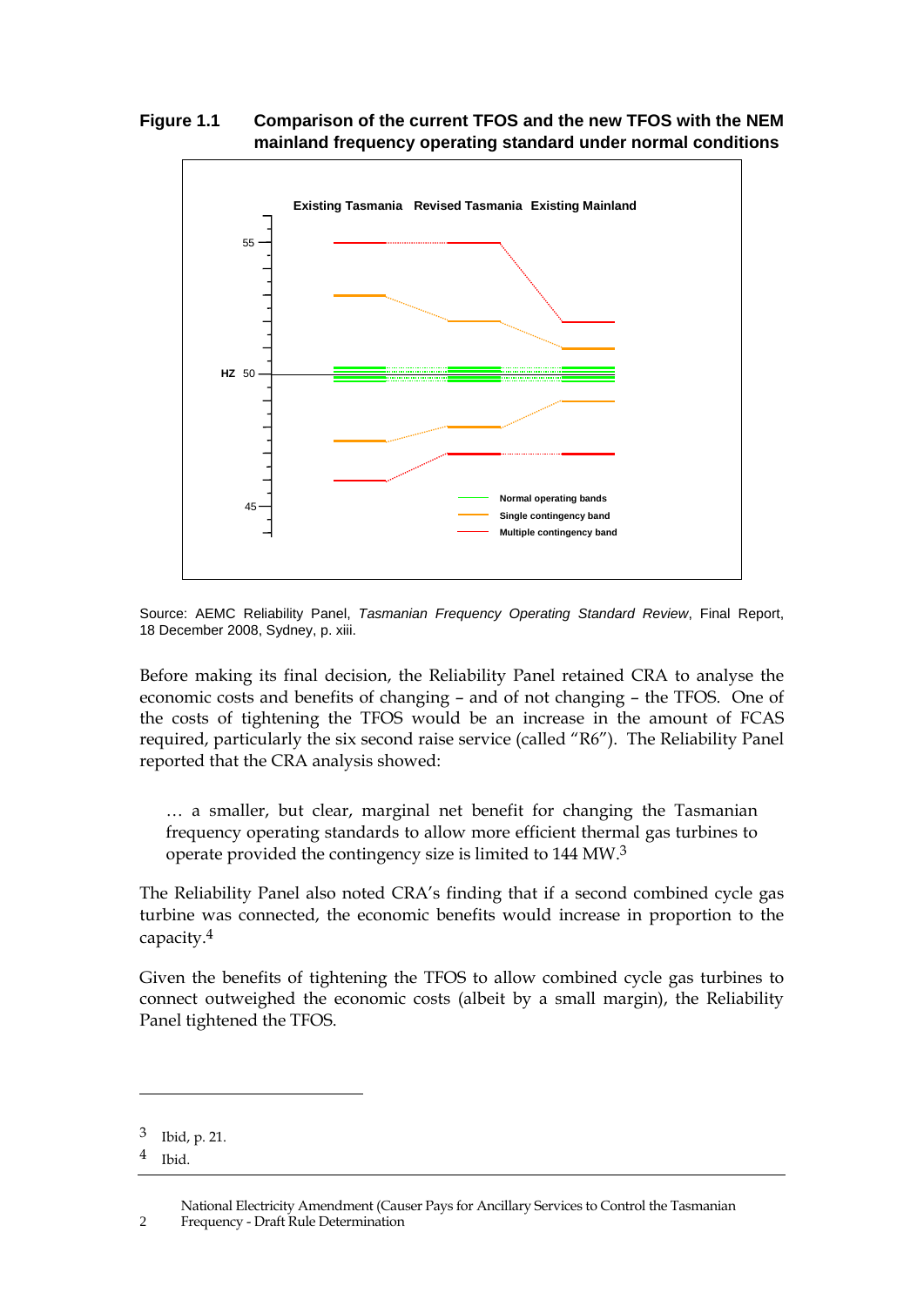**Figure 1.1 Comparison of the current TFOS and the new TFOS with the NEM mainland frequency operating standard under normal conditions**

Source: AEMC Reliability Panel, *Tasmanian Frequency Operating Standard Review*, Final Report, 18 December 2008, Sydney, p. xiii.

Before making its final decision, the Reliability Panel retained CRA to analyse the economic costs and benefits of changing – and of not changing – the TFOS. One of the costs of tightening the TFOS would be an increase in the amount of FCAS required, particularly the six second raise service (called "R6"). The Reliability Panel reported that the CRA analysis showed:

> … a smaller, but clear, marginal net benefit for changing the Tasmanian frequency operating standards to allow more efficient thermal gas turbines to operate provided the contingency size is limited to 144 MW.[3]

The Reliability Panel also noted CRA's finding that if a second combined cycle gas turbine was connected, the economic benefits would increase in proportion to the capacity.[4]

Given the benefits of tightening the TFOS to allow combined cycle gas turbines to connect outweighed the economic costs (albeit by a small margin), the Reliability Panel tightened the TFOS.

---

[3] Ibid, p. 21.

[4] Ibid.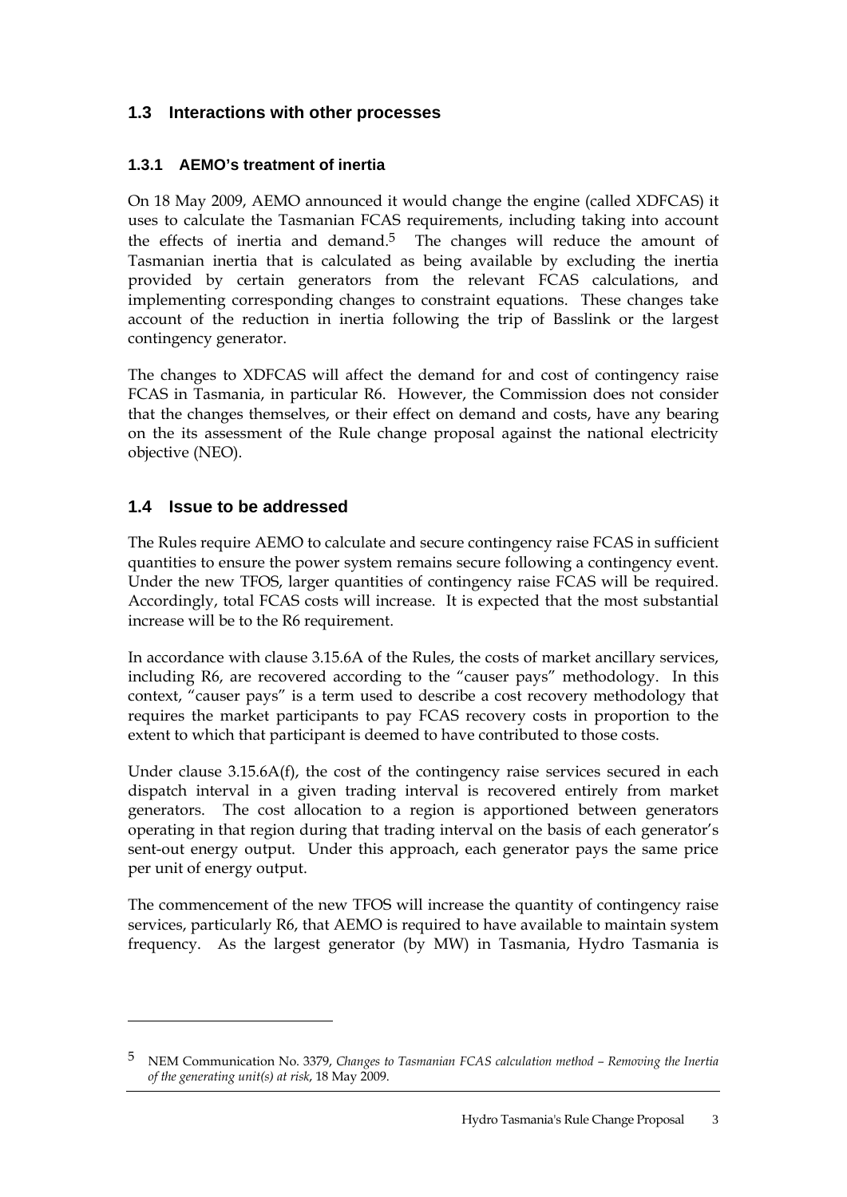## 1.3 Interactions with other processes

### 1.3.1 AEMO's treatment of inertia

On 18 May 2009, AEMO announced it would change the engine (called XDFCAS) it uses to calculate the Tasmanian FCAS requirements, including taking into account the effects of inertia and demand.[5] The changes will reduce the amount of Tasmanian inertia that is calculated as being available by excluding the inertia provided by certain generators from the relevant FCAS calculations, and implementing corresponding changes to constraint equations. These changes take account of the reduction in inertia following the trip of Basslink or the largest contingency generator.

The changes to XDFCAS will affect the demand for and cost of contingency raise FCAS in Tasmania, in particular R6. However, the Commission does not consider that the changes themselves, or their effect on demand and costs, have any bearing on the its assessment of the Rule change proposal against the national electricity objective (NEO).

## 1.4 Issue to be addressed

The Rules require AEMO to calculate and secure contingency raise FCAS in sufficient quantities to ensure the power system remains secure following a contingency event. Under the new TFOS, larger quantities of contingency raise FCAS will be required. Accordingly, total FCAS costs will increase. It is expected that the most substantial increase will be to the R6 requirement.

In accordance with clause 3.15.6A of the Rules, the costs of market ancillary services, including R6, are recovered according to the "causer pays" methodology. In this context, "causer pays" is a term used to describe a cost recovery methodology that requires the market participants to pay FCAS recovery costs in proportion to the extent to which that participant is deemed to have contributed to those costs.

Under clause 3.15.6A(f), the cost of the contingency raise services secured in each dispatch interval in a given trading interval is recovered entirely from market generators. The cost allocation to a region is apportioned between generators operating in that region during that trading interval on the basis of each generator's sent-out energy output. Under this approach, each generator pays the same price per unit of energy output.

The commencement of the new TFOS will increase the quantity of contingency raise services, particularly R6, that AEMO is required to have available to maintain system frequency. As the largest generator (by MW) in Tasmania, Hydro Tasmania is

---

[5] NEM Communication No. 3379, *Changes to Tasmanian FCAS calculation method – Removing the Inertia of the generating unit(s) at risk*, 18 May 2009.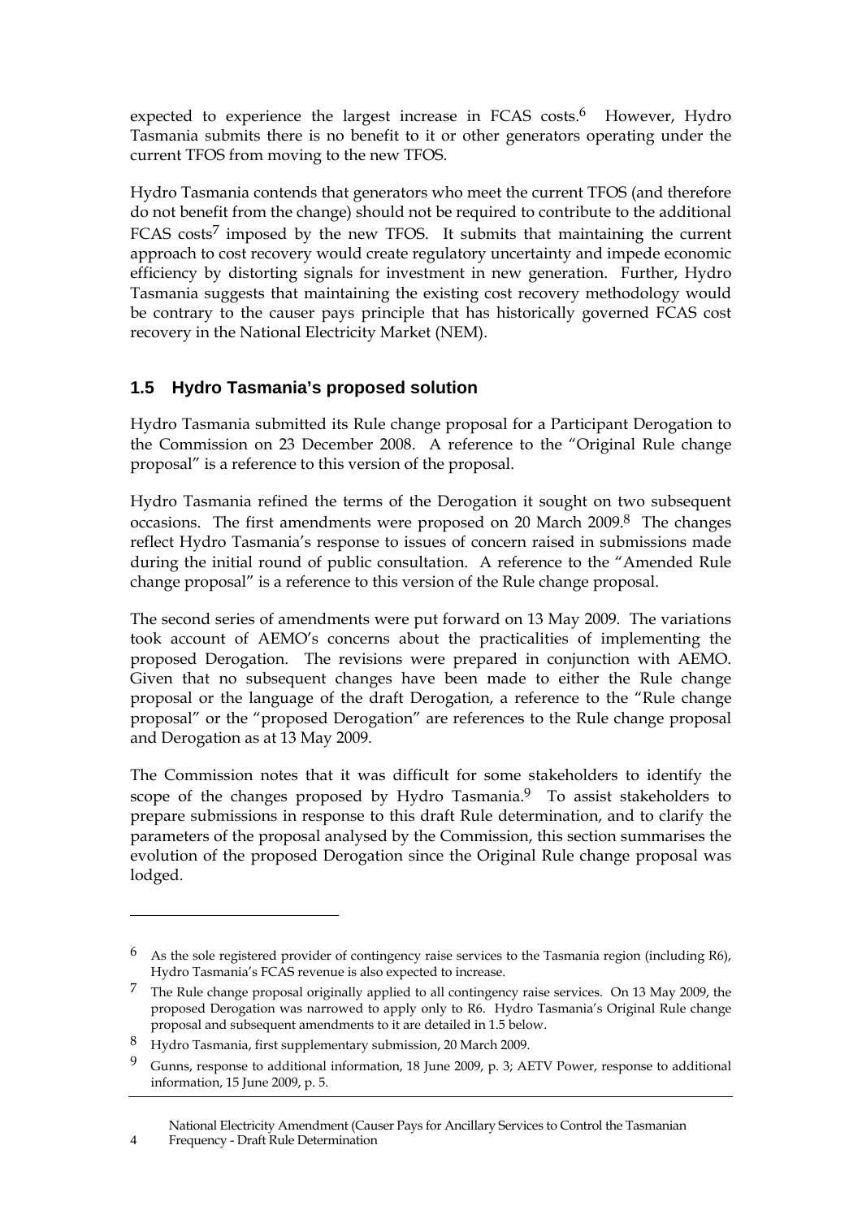expected to experience the largest increase in FCAS costs.[6] However, Hydro Tasmania submits there is no benefit to it or other generators operating under the current TFOS from moving to the new TFOS.

Hydro Tasmania contends that generators who meet the current TFOS (and therefore do not benefit from the change) should not be required to contribute to the additional FCAS costs[7] imposed by the new TFOS. It submits that maintaining the current approach to cost recovery would create regulatory uncertainty and impede economic efficiency by distorting signals for investment in new generation. Further, Hydro Tasmania suggests that maintaining the existing cost recovery methodology would be contrary to the causer pays principle that has historically governed FCAS cost recovery in the National Electricity Market (NEM).

## 1.5 Hydro Tasmania's proposed solution

Hydro Tasmania submitted its Rule change proposal for a Participant Derogation to the Commission on 23 December 2008. A reference to the "Original Rule change proposal" is a reference to this version of the proposal.

Hydro Tasmania refined the terms of the Derogation it sought on two subsequent occasions. The first amendments were proposed on 20 March 2009.[8] The changes reflect Hydro Tasmania's response to issues of concern raised in submissions made during the initial round of public consultation. A reference to the "Amended Rule change proposal" is a reference to this version of the Rule change proposal.

The second series of amendments were put forward on 13 May 2009. The variations took account of AEMO's concerns about the practicalities of implementing the proposed Derogation. The revisions were prepared in conjunction with AEMO. Given that no subsequent changes have been made to either the Rule change proposal or the language of the draft Derogation, a reference to the "Rule change proposal" or the "proposed Derogation" are references to the Rule change proposal and Derogation as at 13 May 2009.

The Commission notes that it was difficult for some stakeholders to identify the scope of the changes proposed by Hydro Tasmania.[9] To assist stakeholders to prepare submissions in response to this draft Rule determination, and to clarify the parameters of the proposal analysed by the Commission, this section summarises the evolution of the proposed Derogation since the Original Rule change proposal was lodged.

---

[6] As the sole registered provider of contingency raise services to the Tasmania region (including R6), Hydro Tasmania's FCAS revenue is also expected to increase.

[7] The Rule change proposal originally applied to all contingency raise services. On 13 May 2009, the proposed Derogation was narrowed to apply only to R6. Hydro Tasmania's Original Rule change proposal and subsequent amendments to it are detailed in 1.5 below.

[8] Hydro Tasmania, first supplementary submission, 20 March 2009.

[9] Gunns, response to additional information, 18 June 2009, p. 3; AETV Power, response to additional information, 15 June 2009, p. 5.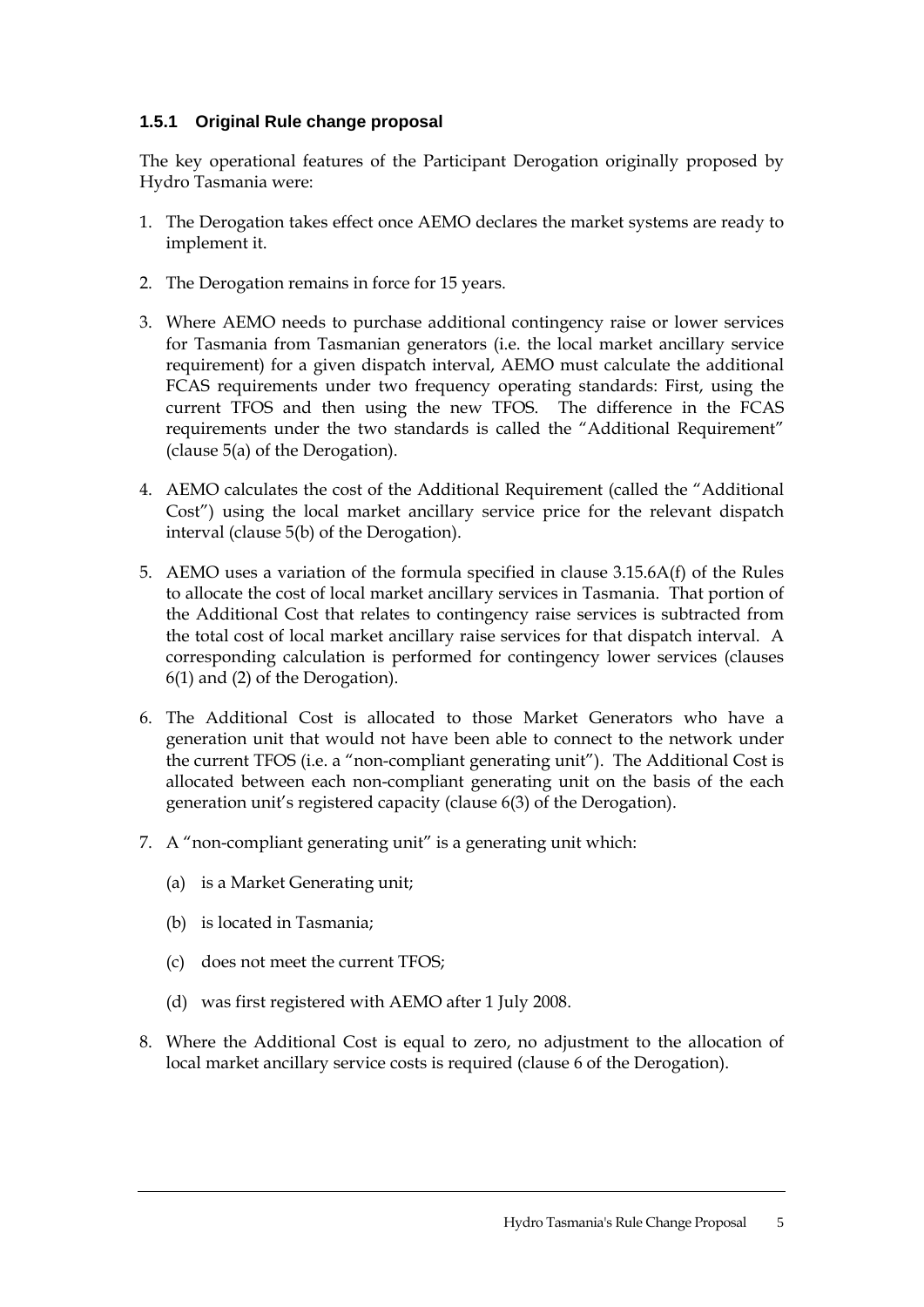### 1.5.1 Original Rule change proposal

The key operational features of the Participant Derogation originally proposed by Hydro Tasmania were:

1. The Derogation takes effect once AEMO declares the market systems are ready to implement it.
2. The Derogation remains in force for 15 years.
3. Where AEMO needs to purchase additional contingency raise or lower services for Tasmania from Tasmanian generators (i.e. the local market ancillary service requirement) for a given dispatch interval, AEMO must calculate the additional FCAS requirements under two frequency operating standards: First, using the current TFOS and then using the new TFOS. The difference in the FCAS requirements under the two standards is called the "Additional Requirement" (clause 5(a) of the Derogation).
4. AEMO calculates the cost of the Additional Requirement (called the "Additional Cost") using the local market ancillary service price for the relevant dispatch interval (clause 5(b) of the Derogation).
5. AEMO uses a variation of the formula specified in clause 3.15.6A(f) of the Rules to allocate the cost of local market ancillary services in Tasmania. That portion of the Additional Cost that relates to contingency raise services is subtracted from the total cost of local market ancillary raise services for that dispatch interval. A corresponding calculation is performed for contingency lower services (clauses 6(1) and (2) of the Derogation).
6. The Additional Cost is allocated to those Market Generators who have a generation unit that would not have been able to connect to the network under the current TFOS (i.e. a "non-compliant generating unit"). The Additional Cost is allocated between each non-compliant generating unit on the basis of the each generation unit's registered capacity (clause 6(3) of the Derogation).
7. A "non-compliant generating unit" is a generating unit which:
   (a) is a Market Generating unit;
   (b) is located in Tasmania;
   (c) does not meet the current TFOS;
   (d) was first registered with AEMO after 1 July 2008.
8. Where the Additional Cost is equal to zero, no adjustment to the allocation of local market ancillary service costs is required (clause 6 of the Derogation).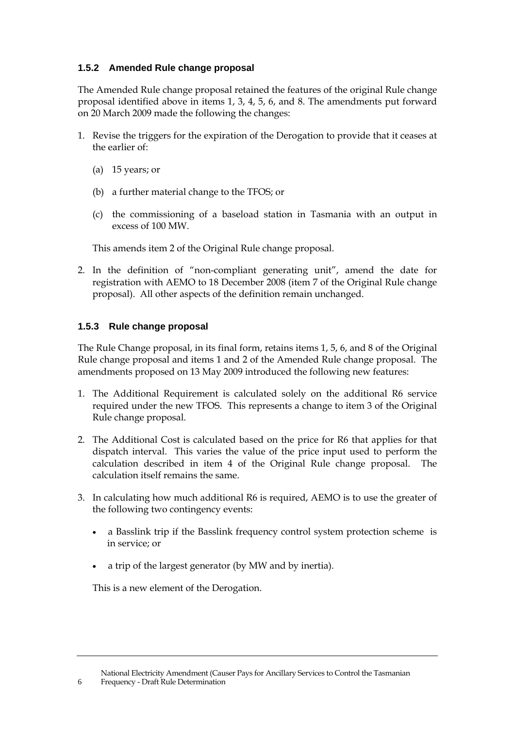### 1.5.2 Amended Rule change proposal

The Amended Rule change proposal retained the features of the original Rule change proposal identified above in items 1, 3, 4, 5, 6, and 8. The amendments put forward on 20 March 2009 made the following the changes:

1. Revise the triggers for the expiration of the Derogation to provide that it ceases at the earlier of:

   (a) 15 years; or

   (b) a further material change to the TFOS; or

   (c) the commissioning of a baseload station in Tasmania with an output in excess of 100 MW.

   This amends item 2 of the Original Rule change proposal.

2. In the definition of "non-compliant generating unit", amend the date for registration with AEMO to 18 December 2008 (item 7 of the Original Rule change proposal). All other aspects of the definition remain unchanged.

### 1.5.3 Rule change proposal

The Rule Change proposal, in its final form, retains items 1, 5, 6, and 8 of the Original Rule change proposal and items 1 and 2 of the Amended Rule change proposal. The amendments proposed on 13 May 2009 introduced the following new features:

1. The Additional Requirement is calculated solely on the additional R6 service required under the new TFOS. This represents a change to item 3 of the Original Rule change proposal.

2. The Additional Cost is calculated based on the price for R6 that applies for that dispatch interval. This varies the value of the price input used to perform the calculation described in item 4 of the Original Rule change proposal. The calculation itself remains the same.

3. In calculating how much additional R6 is required, AEMO is to use the greater of the following two contingency events:

   - a Basslink trip if the Basslink frequency control system protection scheme is in service; or
   - a trip of the largest generator (by MW and by inertia).

   This is a new element of the Derogation.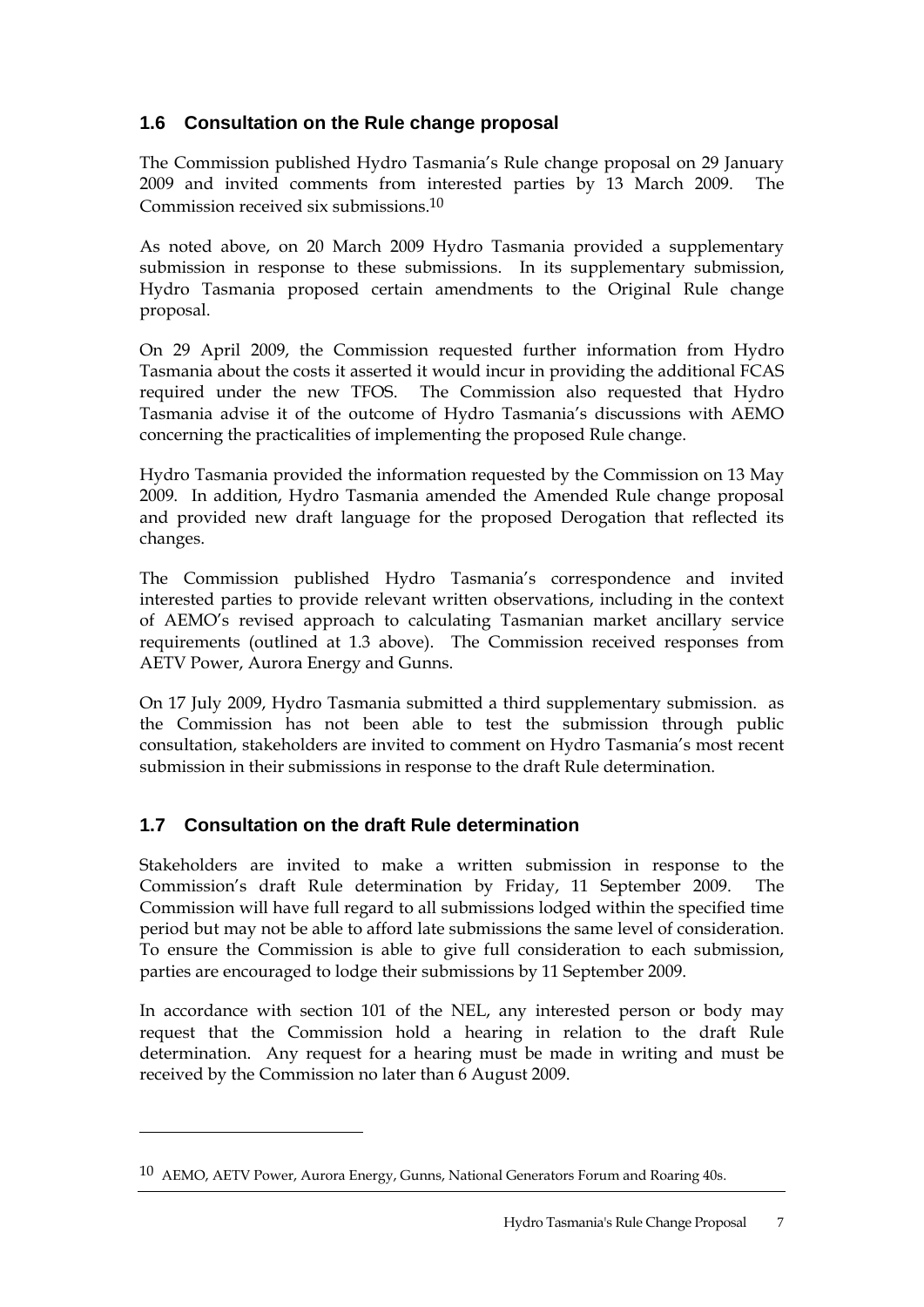## 1.6 Consultation on the Rule change proposal

The Commission published Hydro Tasmania's Rule change proposal on 29 January 2009 and invited comments from interested parties by 13 March 2009. The Commission received six submissions.[10]

As noted above, on 20 March 2009 Hydro Tasmania provided a supplementary submission in response to these submissions. In its supplementary submission, Hydro Tasmania proposed certain amendments to the Original Rule change proposal.

On 29 April 2009, the Commission requested further information from Hydro Tasmania about the costs it asserted it would incur in providing the additional FCAS required under the new TFOS. The Commission also requested that Hydro Tasmania advise it of the outcome of Hydro Tasmania's discussions with AEMO concerning the practicalities of implementing the proposed Rule change.

Hydro Tasmania provided the information requested by the Commission on 13 May 2009. In addition, Hydro Tasmania amended the Amended Rule change proposal and provided new draft language for the proposed Derogation that reflected its changes.

The Commission published Hydro Tasmania's correspondence and invited interested parties to provide relevant written observations, including in the context of AEMO's revised approach to calculating Tasmanian market ancillary service requirements (outlined at 1.3 above). The Commission received responses from AETV Power, Aurora Energy and Gunns.

On 17 July 2009, Hydro Tasmania submitted a third supplementary submission. as the Commission has not been able to test the submission through public consultation, stakeholders are invited to comment on Hydro Tasmania's most recent submission in their submissions in response to the draft Rule determination.

## 1.7 Consultation on the draft Rule determination

Stakeholders are invited to make a written submission in response to the Commission's draft Rule determination by Friday, 11 September 2009. The Commission will have full regard to all submissions lodged within the specified time period but may not be able to afford late submissions the same level of consideration. To ensure the Commission is able to give full consideration to each submission, parties are encouraged to lodge their submissions by 11 September 2009.

In accordance with section 101 of the NEL, any interested person or body may request that the Commission hold a hearing in relation to the draft Rule determination. Any request for a hearing must be made in writing and must be received by the Commission no later than 6 August 2009.

---

[10] AEMO, AETV Power, Aurora Energy, Gunns, National Generators Forum and Roaring 40s.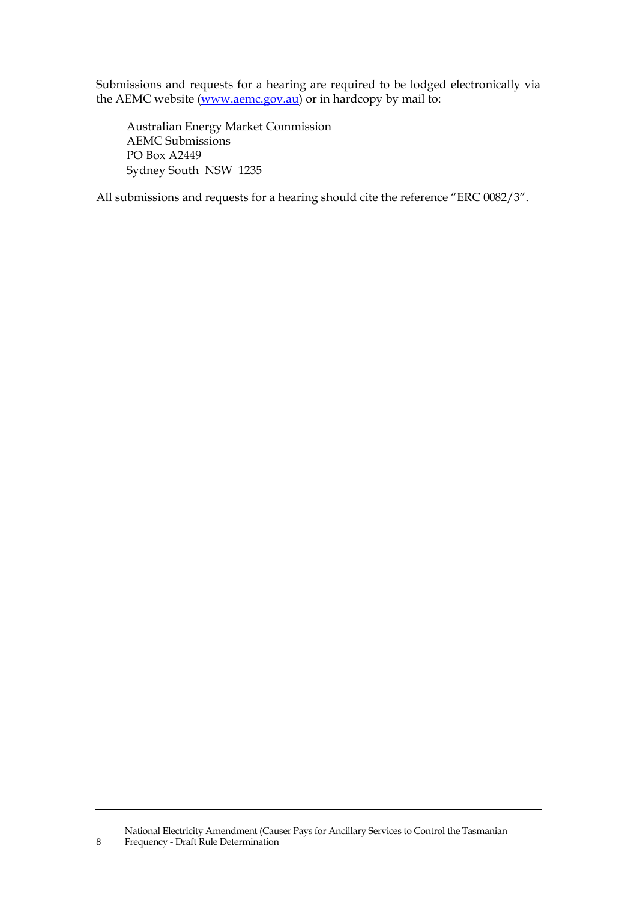Submissions and requests for a hearing are required to be lodged electronically via the AEMC website ([www.aemc.gov.au](http://www.aemc.gov.au)) or in hardcopy by mail to:

Australian Energy Market Commission
AEMC Submissions
PO Box A2449
Sydney South NSW 1235

All submissions and requests for a hearing should cite the reference "ERC 0082/3".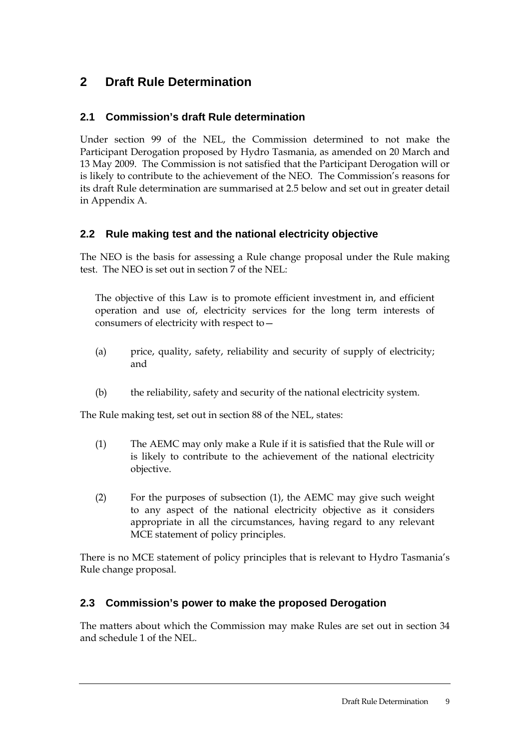# 2 Draft Rule Determination

## 2.1 Commission's draft Rule determination

Under section 99 of the NEL, the Commission determined to not make the Participant Derogation proposed by Hydro Tasmania, as amended on 20 March and 13 May 2009. The Commission is not satisfied that the Participant Derogation will or is likely to contribute to the achievement of the NEO. The Commission's reasons for its draft Rule determination are summarised at 2.5 below and set out in greater detail in Appendix A.

## 2.2 Rule making test and the national electricity objective

The NEO is the basis for assessing a Rule change proposal under the Rule making test. The NEO is set out in section 7 of the NEL:

> The objective of this Law is to promote efficient investment in, and efficient operation and use of, electricity services for the long term interests of consumers of electricity with respect to—
>
> (a) price, quality, safety, reliability and security of supply of electricity; and
>
> (b) the reliability, safety and security of the national electricity system.

The Rule making test, set out in section 88 of the NEL, states:

> (1) The AEMC may only make a Rule if it is satisfied that the Rule will or is likely to contribute to the achievement of the national electricity objective.
>
> (2) For the purposes of subsection (1), the AEMC may give such weight to any aspect of the national electricity objective as it considers appropriate in all the circumstances, having regard to any relevant MCE statement of policy principles.

There is no MCE statement of policy principles that is relevant to Hydro Tasmania's Rule change proposal.

## 2.3 Commission's power to make the proposed Derogation

The matters about which the Commission may make Rules are set out in section 34 and schedule 1 of the NEL.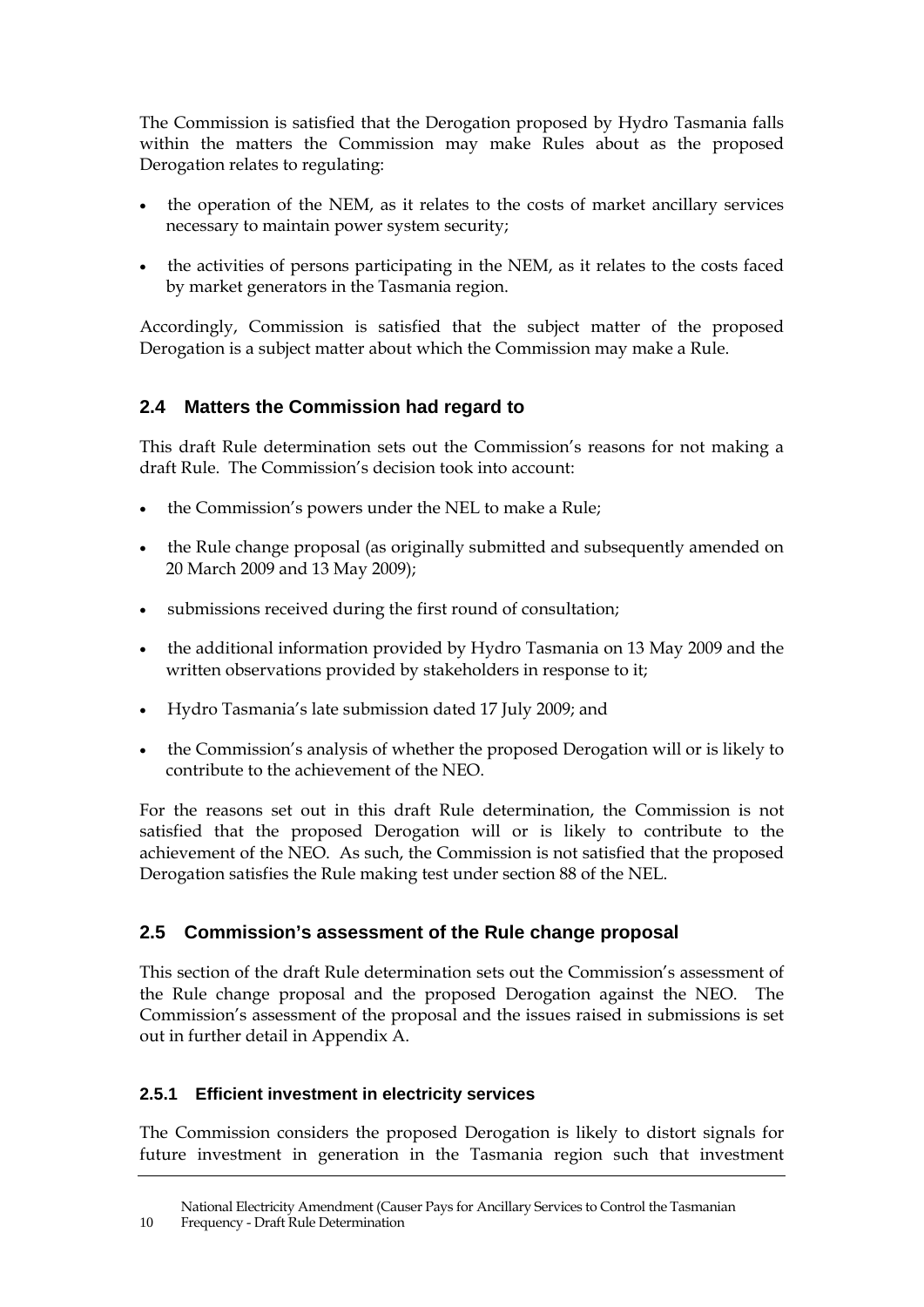The Commission is satisfied that the Derogation proposed by Hydro Tasmania falls within the matters the Commission may make Rules about as the proposed Derogation relates to regulating:

- the operation of the NEM, as it relates to the costs of market ancillary services necessary to maintain power system security;
- the activities of persons participating in the NEM, as it relates to the costs faced by market generators in the Tasmania region.

Accordingly, Commission is satisfied that the subject matter of the proposed Derogation is a subject matter about which the Commission may make a Rule.

## 2.4 Matters the Commission had regard to

This draft Rule determination sets out the Commission's reasons for not making a draft Rule. The Commission's decision took into account:

- the Commission's powers under the NEL to make a Rule;
- the Rule change proposal (as originally submitted and subsequently amended on 20 March 2009 and 13 May 2009);
- submissions received during the first round of consultation;
- the additional information provided by Hydro Tasmania on 13 May 2009 and the written observations provided by stakeholders in response to it;
- Hydro Tasmania's late submission dated 17 July 2009; and
- the Commission's analysis of whether the proposed Derogation will or is likely to contribute to the achievement of the NEO.

For the reasons set out in this draft Rule determination, the Commission is not satisfied that the proposed Derogation will or is likely to contribute to the achievement of the NEO. As such, the Commission is not satisfied that the proposed Derogation satisfies the Rule making test under section 88 of the NEL.

## 2.5 Commission's assessment of the Rule change proposal

This section of the draft Rule determination sets out the Commission's assessment of the Rule change proposal and the proposed Derogation against the NEO. The Commission's assessment of the proposal and the issues raised in submissions is set out in further detail in Appendix A.

### 2.5.1 Efficient investment in electricity services

The Commission considers the proposed Derogation is likely to distort signals for future investment in generation in the Tasmania region such that investment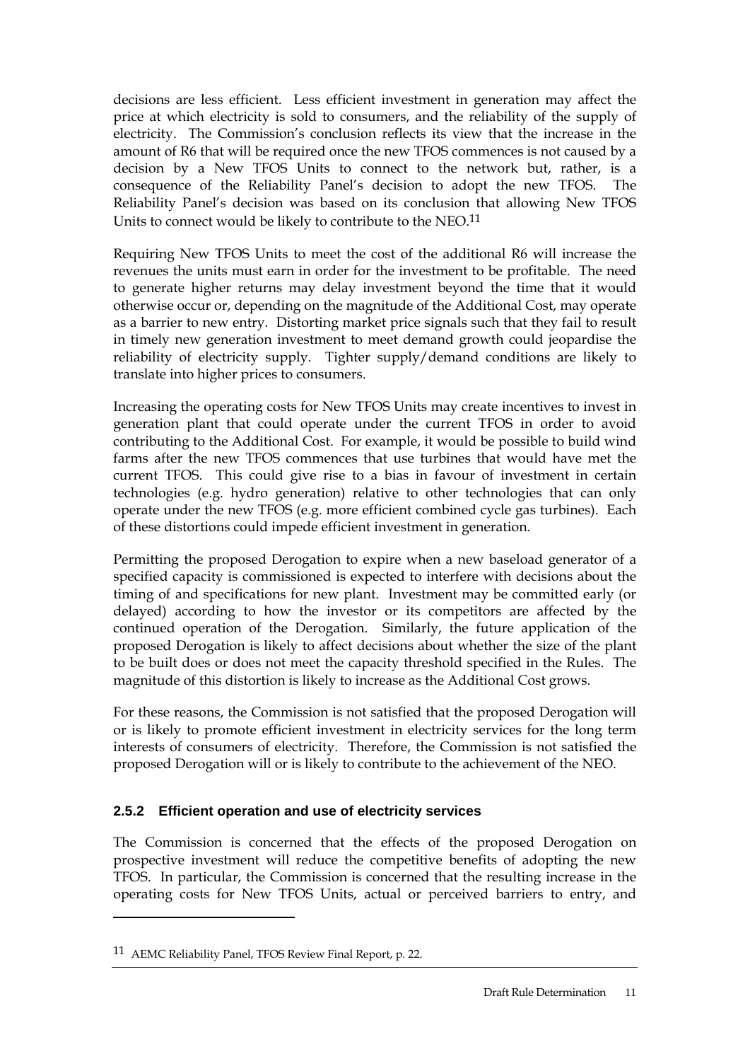decisions are less efficient. Less efficient investment in generation may affect the price at which electricity is sold to consumers, and the reliability of the supply of electricity. The Commission's conclusion reflects its view that the increase in the amount of R6 that will be required once the new TFOS commences is not caused by a decision by a New TFOS Units to connect to the network but, rather, is a consequence of the Reliability Panel's decision to adopt the new TFOS. The Reliability Panel's decision was based on its conclusion that allowing New TFOS Units to connect would be likely to contribute to the NEO.[11]

Requiring New TFOS Units to meet the cost of the additional R6 will increase the revenues the units must earn in order for the investment to be profitable. The need to generate higher returns may delay investment beyond the time that it would otherwise occur or, depending on the magnitude of the Additional Cost, may operate as a barrier to new entry. Distorting market price signals such that they fail to result in timely new generation investment to meet demand growth could jeopardise the reliability of electricity supply. Tighter supply/demand conditions are likely to translate into higher prices to consumers.

Increasing the operating costs for New TFOS Units may create incentives to invest in generation plant that could operate under the current TFOS in order to avoid contributing to the Additional Cost. For example, it would be possible to build wind farms after the new TFOS commences that use turbines that would have met the current TFOS. This could give rise to a bias in favour of investment in certain technologies (e.g. hydro generation) relative to other technologies that can only operate under the new TFOS (e.g. more efficient combined cycle gas turbines). Each of these distortions could impede efficient investment in generation.

Permitting the proposed Derogation to expire when a new baseload generator of a specified capacity is commissioned is expected to interfere with decisions about the timing of and specifications for new plant. Investment may be committed early (or delayed) according to how the investor or its competitors are affected by the continued operation of the Derogation. Similarly, the future application of the proposed Derogation is likely to affect decisions about whether the size of the plant to be built does or does not meet the capacity threshold specified in the Rules. The magnitude of this distortion is likely to increase as the Additional Cost grows.

For these reasons, the Commission is not satisfied that the proposed Derogation will or is likely to promote efficient investment in electricity services for the long term interests of consumers of electricity. Therefore, the Commission is not satisfied the proposed Derogation will or is likely to contribute to the achievement of the NEO.

### 2.5.2 Efficient operation and use of electricity services

The Commission is concerned that the effects of the proposed Derogation on prospective investment will reduce the competitive benefits of adopting the new TFOS. In particular, the Commission is concerned that the resulting increase in the operating costs for New TFOS Units, actual or perceived barriers to entry, and

[11] AEMC Reliability Panel, TFOS Review Final Report, p. 22.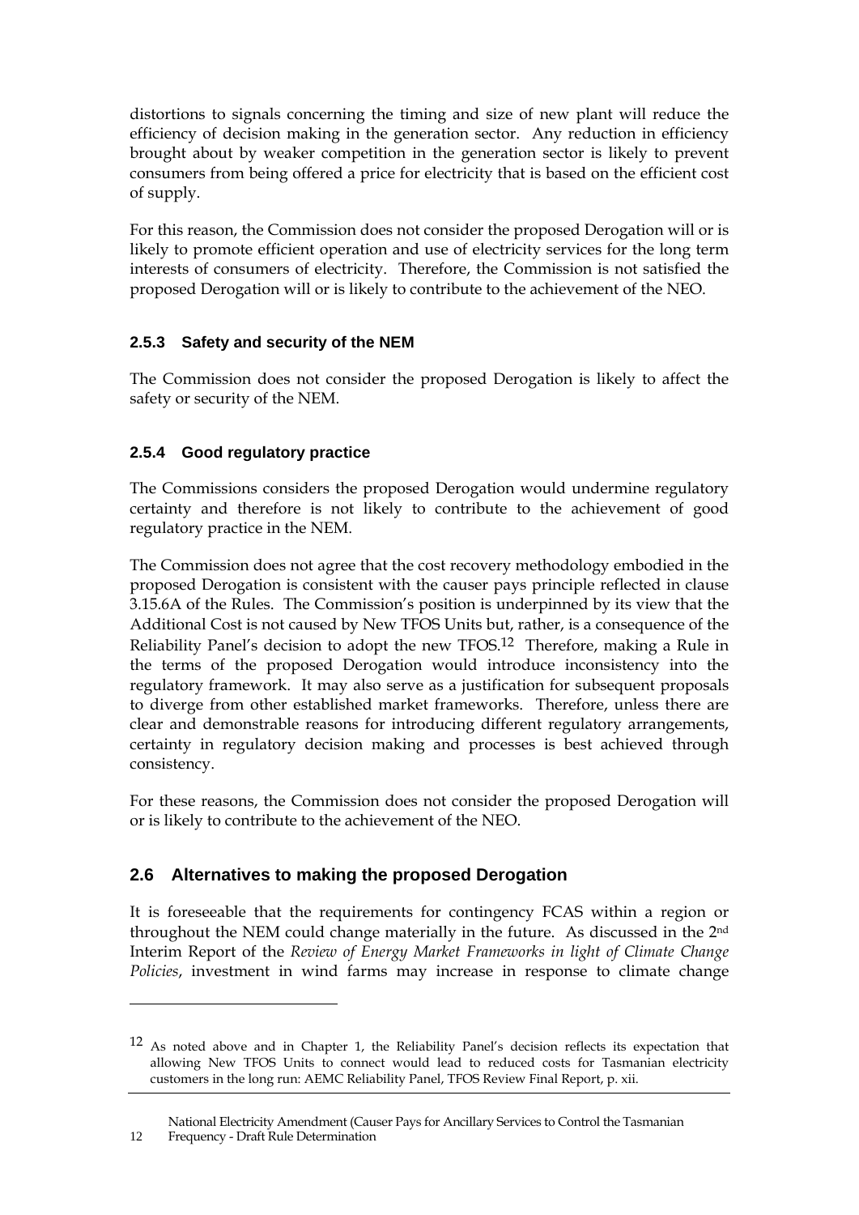distortions to signals concerning the timing and size of new plant will reduce the efficiency of decision making in the generation sector. Any reduction in efficiency brought about by weaker competition in the generation sector is likely to prevent consumers from being offered a price for electricity that is based on the efficient cost of supply.

For this reason, the Commission does not consider the proposed Derogation will or is likely to promote efficient operation and use of electricity services for the long term interests of consumers of electricity. Therefore, the Commission is not satisfied the proposed Derogation will or is likely to contribute to the achievement of the NEO.

### 2.5.3 Safety and security of the NEM

The Commission does not consider the proposed Derogation is likely to affect the safety or security of the NEM.

### 2.5.4 Good regulatory practice

The Commissions considers the proposed Derogation would undermine regulatory certainty and therefore is not likely to contribute to the achievement of good regulatory practice in the NEM.

The Commission does not agree that the cost recovery methodology embodied in the proposed Derogation is consistent with the causer pays principle reflected in clause 3.15.6A of the Rules. The Commission's position is underpinned by its view that the Additional Cost is not caused by New TFOS Units but, rather, is a consequence of the Reliability Panel's decision to adopt the new TFOS.[12] Therefore, making a Rule in the terms of the proposed Derogation would introduce inconsistency into the regulatory framework. It may also serve as a justification for subsequent proposals to diverge from other established market frameworks. Therefore, unless there are clear and demonstrable reasons for introducing different regulatory arrangements, certainty in regulatory decision making and processes is best achieved through consistency.

For these reasons, the Commission does not consider the proposed Derogation will or is likely to contribute to the achievement of the NEO.

## 2.6 Alternatives to making the proposed Derogation

It is foreseeable that the requirements for contingency FCAS within a region or throughout the NEM could change materially in the future. As discussed in the 2nd Interim Report of the *Review of Energy Market Frameworks in light of Climate Change Policies*, investment in wind farms may increase in response to climate change

[12] As noted above and in Chapter 1, the Reliability Panel's decision reflects its expectation that allowing New TFOS Units to connect would lead to reduced costs for Tasmanian electricity customers in the long run: AEMC Reliability Panel, TFOS Review Final Report, p. xii.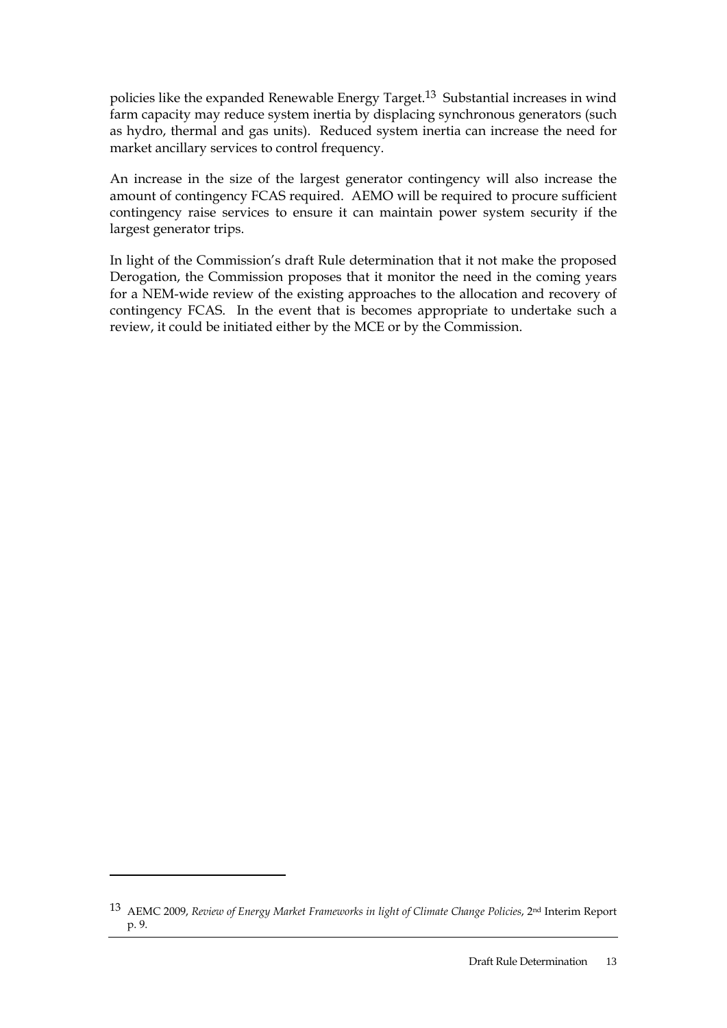policies like the expanded Renewable Energy Target.[13] Substantial increases in wind farm capacity may reduce system inertia by displacing synchronous generators (such as hydro, thermal and gas units). Reduced system inertia can increase the need for market ancillary services to control frequency.

An increase in the size of the largest generator contingency will also increase the amount of contingency FCAS required. AEMO will be required to procure sufficient contingency raise services to ensure it can maintain power system security if the largest generator trips.

In light of the Commission's draft Rule determination that it not make the proposed Derogation, the Commission proposes that it monitor the need in the coming years for a NEM-wide review of the existing approaches to the allocation and recovery of contingency FCAS. In the event that is becomes appropriate to undertake such a review, it could be initiated either by the MCE or by the Commission.

---

[13] AEMC 2009, *Review of Energy Market Frameworks in light of Climate Change Policies*, 2nd Interim Report p. 9.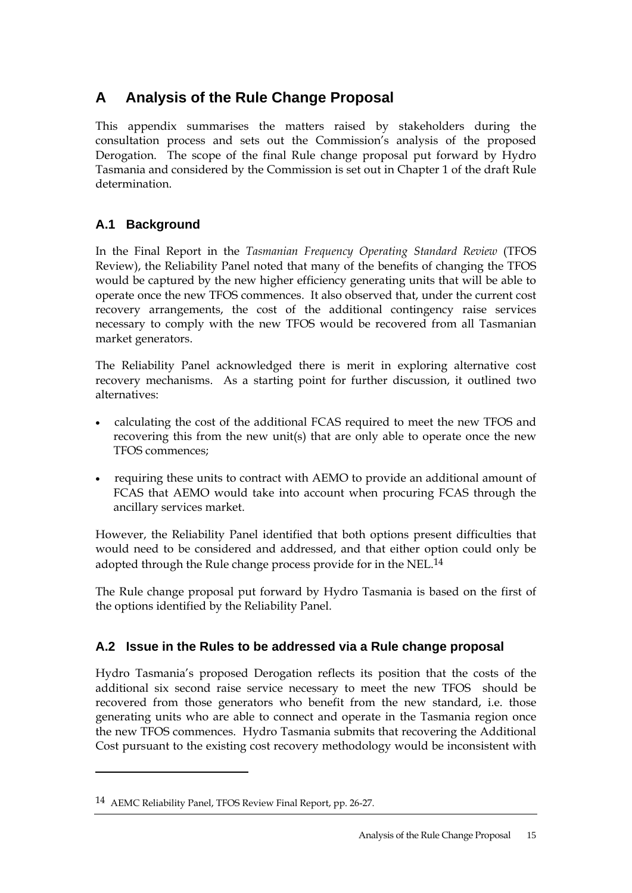# A Analysis of the Rule Change Proposal

This appendix summarises the matters raised by stakeholders during the consultation process and sets out the Commission's analysis of the proposed Derogation. The scope of the final Rule change proposal put forward by Hydro Tasmania and considered by the Commission is set out in Chapter 1 of the draft Rule determination.

## A.1 Background

In the Final Report in the *Tasmanian Frequency Operating Standard Review* (TFOS Review), the Reliability Panel noted that many of the benefits of changing the TFOS would be captured by the new higher efficiency generating units that will be able to operate once the new TFOS commences. It also observed that, under the current cost recovery arrangements, the cost of the additional contingency raise services necessary to comply with the new TFOS would be recovered from all Tasmanian market generators.

The Reliability Panel acknowledged there is merit in exploring alternative cost recovery mechanisms. As a starting point for further discussion, it outlined two alternatives:

- calculating the cost of the additional FCAS required to meet the new TFOS and recovering this from the new unit(s) that are only able to operate once the new TFOS commences;
- requiring these units to contract with AEMO to provide an additional amount of FCAS that AEMO would take into account when procuring FCAS through the ancillary services market.

However, the Reliability Panel identified that both options present difficulties that would need to be considered and addressed, and that either option could only be adopted through the Rule change process provide for in the NEL.[14]

The Rule change proposal put forward by Hydro Tasmania is based on the first of the options identified by the Reliability Panel.

## A.2 Issue in the Rules to be addressed via a Rule change proposal

Hydro Tasmania's proposed Derogation reflects its position that the costs of the additional six second raise service necessary to meet the new TFOS should be recovered from those generators who benefit from the new standard, i.e. those generating units who are able to connect and operate in the Tasmania region once the new TFOS commences. Hydro Tasmania submits that recovering the Additional Cost pursuant to the existing cost recovery methodology would be inconsistent with

---

[14] AEMC Reliability Panel, TFOS Review Final Report, pp. 26-27.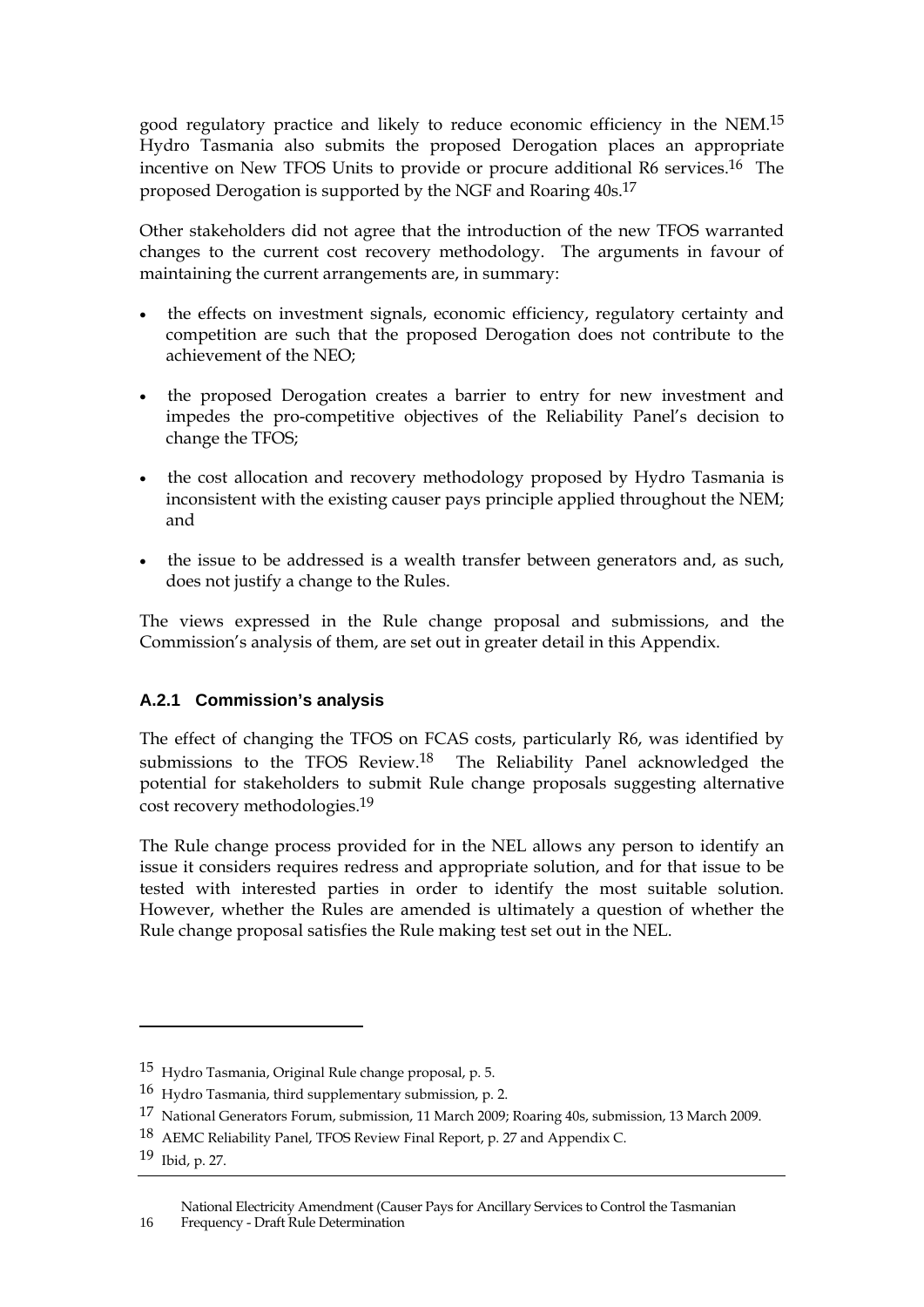good regulatory practice and likely to reduce economic efficiency in the NEM.[15] Hydro Tasmania also submits the proposed Derogation places an appropriate incentive on New TFOS Units to provide or procure additional R6 services.[16] The proposed Derogation is supported by the NGF and Roaring 40s.[17]

Other stakeholders did not agree that the introduction of the new TFOS warranted changes to the current cost recovery methodology. The arguments in favour of maintaining the current arrangements are, in summary:

- the effects on investment signals, economic efficiency, regulatory certainty and competition are such that the proposed Derogation does not contribute to the achievement of the NEO;
- the proposed Derogation creates a barrier to entry for new investment and impedes the pro-competitive objectives of the Reliability Panel's decision to change the TFOS;
- the cost allocation and recovery methodology proposed by Hydro Tasmania is inconsistent with the existing causer pays principle applied throughout the NEM; and
- the issue to be addressed is a wealth transfer between generators and, as such, does not justify a change to the Rules.

The views expressed in the Rule change proposal and submissions, and the Commission's analysis of them, are set out in greater detail in this Appendix.

### A.2.1 Commission's analysis

The effect of changing the TFOS on FCAS costs, particularly R6, was identified by submissions to the TFOS Review.[18] The Reliability Panel acknowledged the potential for stakeholders to submit Rule change proposals suggesting alternative cost recovery methodologies.[19]

The Rule change process provided for in the NEL allows any person to identify an issue it considers requires redress and appropriate solution, and for that issue to be tested with interested parties in order to identify the most suitable solution. However, whether the Rules are amended is ultimately a question of whether the Rule change proposal satisfies the Rule making test set out in the NEL.

---

15 Hydro Tasmania, Original Rule change proposal, p. 5.

16 Hydro Tasmania, third supplementary submission, p. 2.

17 National Generators Forum, submission, 11 March 2009; Roaring 40s, submission, 13 March 2009.

18 AEMC Reliability Panel, TFOS Review Final Report, p. 27 and Appendix C.

19 Ibid, p. 27.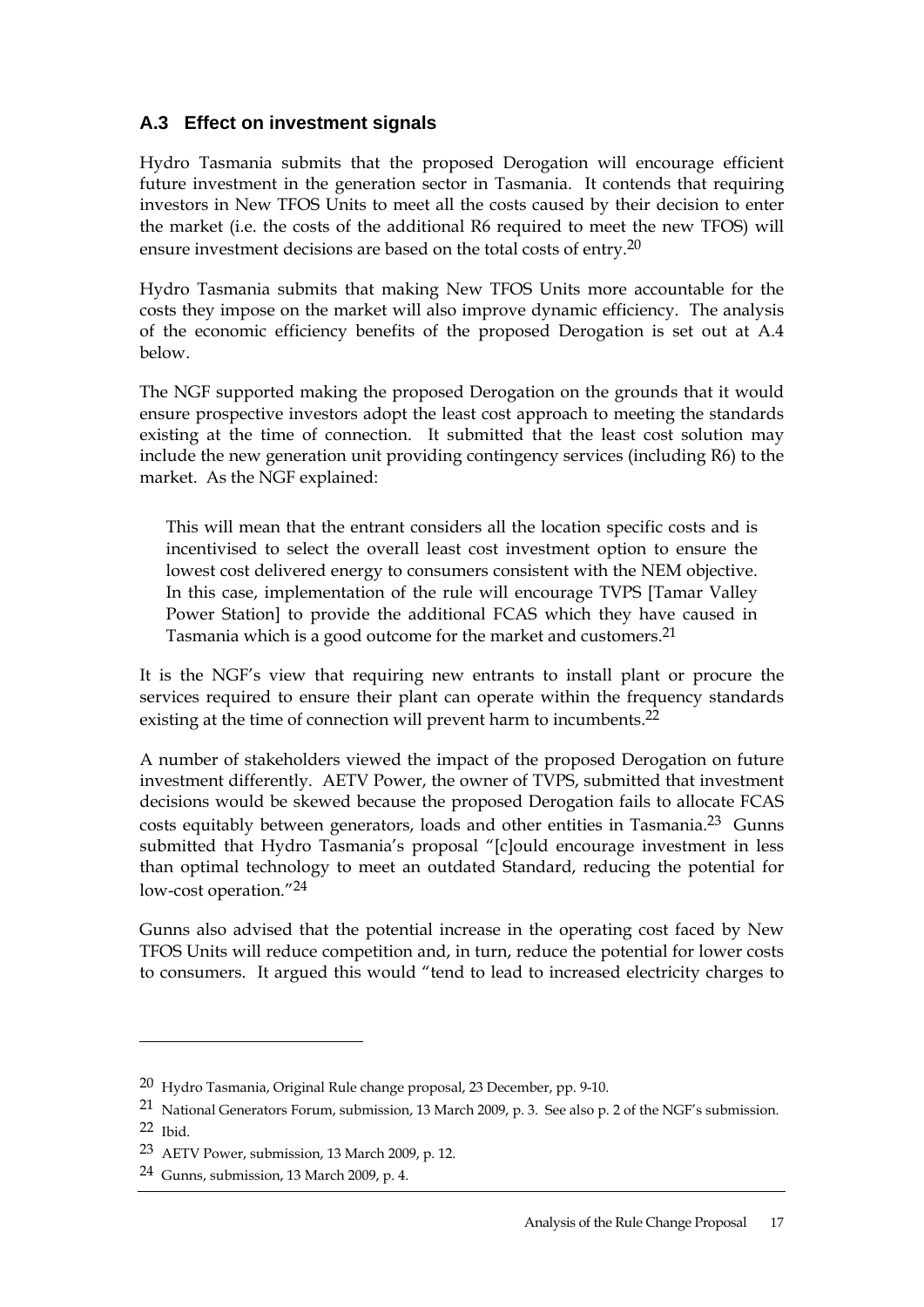## A.3 Effect on investment signals

Hydro Tasmania submits that the proposed Derogation will encourage efficient future investment in the generation sector in Tasmania. It contends that requiring investors in New TFOS Units to meet all the costs caused by their decision to enter the market (i.e. the costs of the additional R6 required to meet the new TFOS) will ensure investment decisions are based on the total costs of entry.[20]

Hydro Tasmania submits that making New TFOS Units more accountable for the costs they impose on the market will also improve dynamic efficiency. The analysis of the economic efficiency benefits of the proposed Derogation is set out at A.4 below.

The NGF supported making the proposed Derogation on the grounds that it would ensure prospective investors adopt the least cost approach to meeting the standards existing at the time of connection. It submitted that the least cost solution may include the new generation unit providing contingency services (including R6) to the market. As the NGF explained:

> This will mean that the entrant considers all the location specific costs and is incentivised to select the overall least cost investment option to ensure the lowest cost delivered energy to consumers consistent with the NEM objective. In this case, implementation of the rule will encourage TVPS [Tamar Valley Power Station] to provide the additional FCAS which they have caused in Tasmania which is a good outcome for the market and customers.[21]

It is the NGF's view that requiring new entrants to install plant or procure the services required to ensure their plant can operate within the frequency standards existing at the time of connection will prevent harm to incumbents.[22]

A number of stakeholders viewed the impact of the proposed Derogation on future investment differently. AETV Power, the owner of TVPS, submitted that investment decisions would be skewed because the proposed Derogation fails to allocate FCAS costs equitably between generators, loads and other entities in Tasmania.[23] Gunns submitted that Hydro Tasmania's proposal "[c]ould encourage investment in less than optimal technology to meet an outdated Standard, reducing the potential for low-cost operation."[24]

Gunns also advised that the potential increase in the operating cost faced by New TFOS Units will reduce competition and, in turn, reduce the potential for lower costs to consumers. It argued this would "tend to lead to increased electricity charges to

---

[20] Hydro Tasmania, Original Rule change proposal, 23 December, pp. 9-10.

[21] National Generators Forum, submission, 13 March 2009, p. 3. See also p. 2 of the NGF's submission.

[22] Ibid.

[23] AETV Power, submission, 13 March 2009, p. 12.

[24] Gunns, submission, 13 March 2009, p. 4.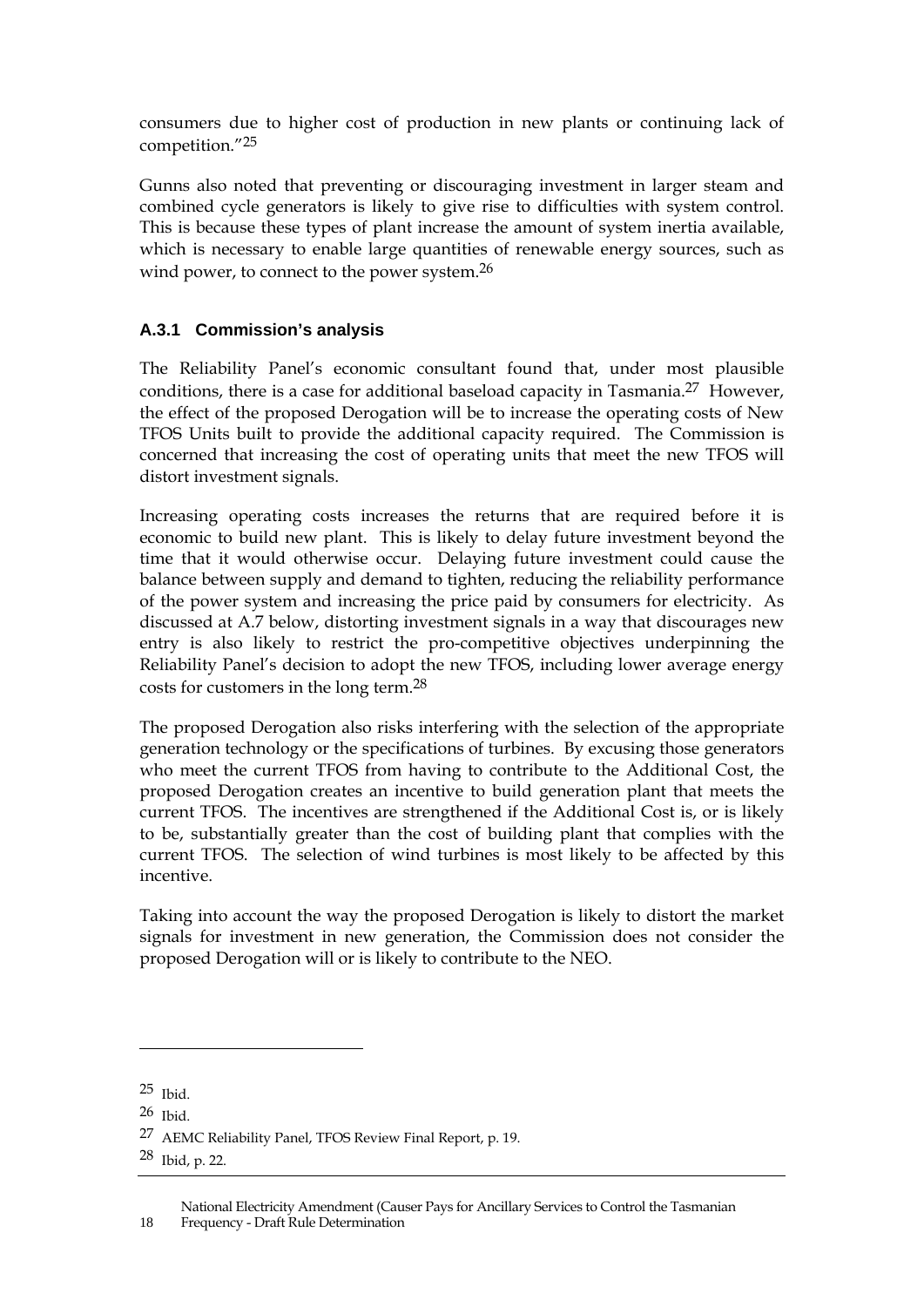consumers due to higher cost of production in new plants or continuing lack of competition."[25]

Gunns also noted that preventing or discouraging investment in larger steam and combined cycle generators is likely to give rise to difficulties with system control. This is because these types of plant increase the amount of system inertia available, which is necessary to enable large quantities of renewable energy sources, such as wind power, to connect to the power system.[26]

### A.3.1 Commission's analysis

The Reliability Panel's economic consultant found that, under most plausible conditions, there is a case for additional baseload capacity in Tasmania.[27] However, the effect of the proposed Derogation will be to increase the operating costs of New TFOS Units built to provide the additional capacity required. The Commission is concerned that increasing the cost of operating units that meet the new TFOS will distort investment signals.

Increasing operating costs increases the returns that are required before it is economic to build new plant. This is likely to delay future investment beyond the time that it would otherwise occur. Delaying future investment could cause the balance between supply and demand to tighten, reducing the reliability performance of the power system and increasing the price paid by consumers for electricity. As discussed at A.7 below, distorting investment signals in a way that discourages new entry is also likely to restrict the pro-competitive objectives underpinning the Reliability Panel's decision to adopt the new TFOS, including lower average energy costs for customers in the long term.[28]

The proposed Derogation also risks interfering with the selection of the appropriate generation technology or the specifications of turbines. By excusing those generators who meet the current TFOS from having to contribute to the Additional Cost, the proposed Derogation creates an incentive to build generation plant that meets the current TFOS. The incentives are strengthened if the Additional Cost is, or is likely to be, substantially greater than the cost of building plant that complies with the current TFOS. The selection of wind turbines is most likely to be affected by this incentive.

Taking into account the way the proposed Derogation is likely to distort the market signals for investment in new generation, the Commission does not consider the proposed Derogation will or is likely to contribute to the NEO.

---

25 Ibid.

26 Ibid.

27 AEMC Reliability Panel, TFOS Review Final Report, p. 19.

28 Ibid, p. 22.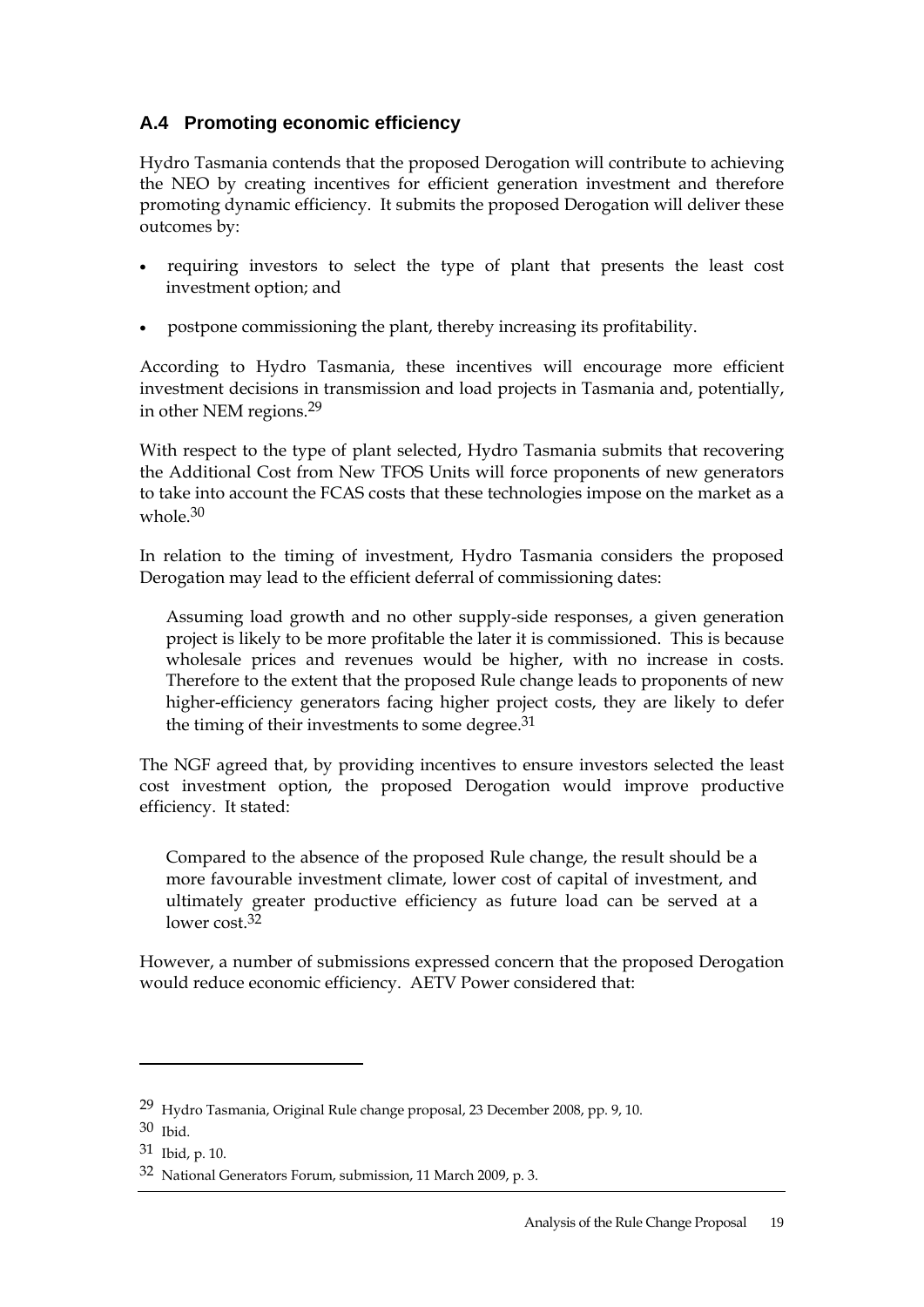## A.4 Promoting economic efficiency

Hydro Tasmania contends that the proposed Derogation will contribute to achieving the NEO by creating incentives for efficient generation investment and therefore promoting dynamic efficiency. It submits the proposed Derogation will deliver these outcomes by:

- requiring investors to select the type of plant that presents the least cost investment option; and
- postpone commissioning the plant, thereby increasing its profitability.

According to Hydro Tasmania, these incentives will encourage more efficient investment decisions in transmission and load projects in Tasmania and, potentially, in other NEM regions.[29]

With respect to the type of plant selected, Hydro Tasmania submits that recovering the Additional Cost from New TFOS Units will force proponents of new generators to take into account the FCAS costs that these technologies impose on the market as a whole.[30]

In relation to the timing of investment, Hydro Tasmania considers the proposed Derogation may lead to the efficient deferral of commissioning dates:

> Assuming load growth and no other supply-side responses, a given generation project is likely to be more profitable the later it is commissioned. This is because wholesale prices and revenues would be higher, with no increase in costs. Therefore to the extent that the proposed Rule change leads to proponents of new higher-efficiency generators facing higher project costs, they are likely to defer the timing of their investments to some degree.[31]

The NGF agreed that, by providing incentives to ensure investors selected the least cost investment option, the proposed Derogation would improve productive efficiency. It stated:

> Compared to the absence of the proposed Rule change, the result should be a more favourable investment climate, lower cost of capital of investment, and ultimately greater productive efficiency as future load can be served at a lower cost.[32]

However, a number of submissions expressed concern that the proposed Derogation would reduce economic efficiency. AETV Power considered that:

---

29 Hydro Tasmania, Original Rule change proposal, 23 December 2008, pp. 9, 10.

30 Ibid.

31 Ibid, p. 10.

32 National Generators Forum, submission, 11 March 2009, p. 3.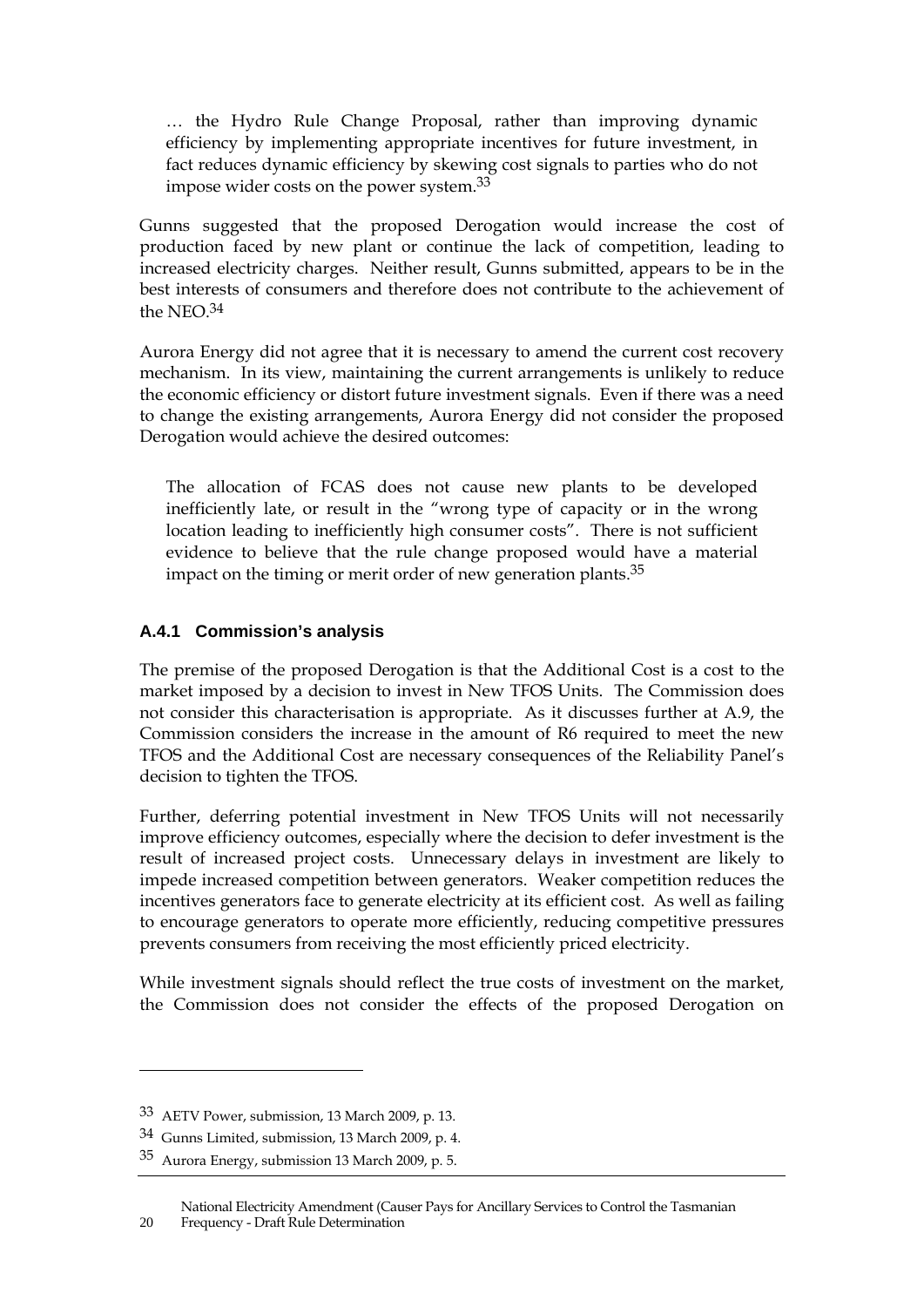> … the Hydro Rule Change Proposal, rather than improving dynamic efficiency by implementing appropriate incentives for future investment, in fact reduces dynamic efficiency by skewing cost signals to parties who do not impose wider costs on the power system.[33]

Gunns suggested that the proposed Derogation would increase the cost of production faced by new plant or continue the lack of competition, leading to increased electricity charges. Neither result, Gunns submitted, appears to be in the best interests of consumers and therefore does not contribute to the achievement of the NEO.[34]

Aurora Energy did not agree that it is necessary to amend the current cost recovery mechanism. In its view, maintaining the current arrangements is unlikely to reduce the economic efficiency or distort future investment signals. Even if there was a need to change the existing arrangements, Aurora Energy did not consider the proposed Derogation would achieve the desired outcomes:

> The allocation of FCAS does not cause new plants to be developed inefficiently late, or result in the "wrong type of capacity or in the wrong location leading to inefficiently high consumer costs". There is not sufficient evidence to believe that the rule change proposed would have a material impact on the timing or merit order of new generation plants.[35]

### A.4.1 Commission's analysis

The premise of the proposed Derogation is that the Additional Cost is a cost to the market imposed by a decision to invest in New TFOS Units. The Commission does not consider this characterisation is appropriate. As it discusses further at A.9, the Commission considers the increase in the amount of R6 required to meet the new TFOS and the Additional Cost are necessary consequences of the Reliability Panel's decision to tighten the TFOS.

Further, deferring potential investment in New TFOS Units will not necessarily improve efficiency outcomes, especially where the decision to defer investment is the result of increased project costs. Unnecessary delays in investment are likely to impede increased competition between generators. Weaker competition reduces the incentives generators face to generate electricity at its efficient cost. As well as failing to encourage generators to operate more efficiently, reducing competitive pressures prevents consumers from receiving the most efficiently priced electricity.

While investment signals should reflect the true costs of investment on the market, the Commission does not consider the effects of the proposed Derogation on

---

[33] AETV Power, submission, 13 March 2009, p. 13.

[34] Gunns Limited, submission, 13 March 2009, p. 4.

[35] Aurora Energy, submission 13 March 2009, p. 5.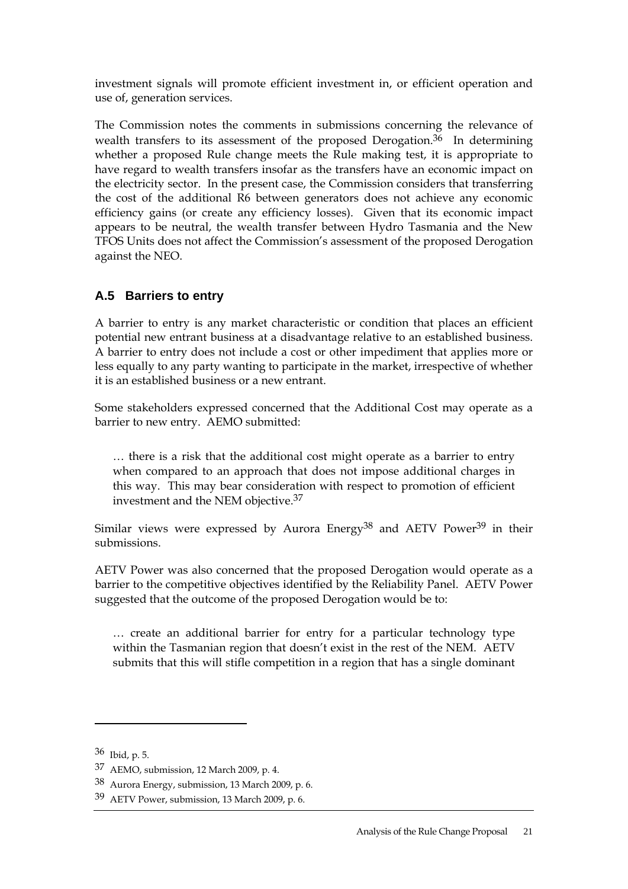investment signals will promote efficient investment in, or efficient operation and use of, generation services.

The Commission notes the comments in submissions concerning the relevance of wealth transfers to its assessment of the proposed Derogation.[36] In determining whether a proposed Rule change meets the Rule making test, it is appropriate to have regard to wealth transfers insofar as the transfers have an economic impact on the electricity sector. In the present case, the Commission considers that transferring the cost of the additional R6 between generators does not achieve any economic efficiency gains (or create any efficiency losses). Given that its economic impact appears to be neutral, the wealth transfer between Hydro Tasmania and the New TFOS Units does not affect the Commission's assessment of the proposed Derogation against the NEO.

## A.5 Barriers to entry

A barrier to entry is any market characteristic or condition that places an efficient potential new entrant business at a disadvantage relative to an established business. A barrier to entry does not include a cost or other impediment that applies more or less equally to any party wanting to participate in the market, irrespective of whether it is an established business or a new entrant.

Some stakeholders expressed concerned that the Additional Cost may operate as a barrier to new entry. AEMO submitted:

> … there is a risk that the additional cost might operate as a barrier to entry when compared to an approach that does not impose additional charges in this way. This may bear consideration with respect to promotion of efficient investment and the NEM objective.[37]

Similar views were expressed by Aurora Energy[38] and AETV Power[39] in their submissions.

AETV Power was also concerned that the proposed Derogation would operate as a barrier to the competitive objectives identified by the Reliability Panel. AETV Power suggested that the outcome of the proposed Derogation would be to:

> … create an additional barrier for entry for a particular technology type within the Tasmanian region that doesn't exist in the rest of the NEM. AETV submits that this will stifle competition in a region that has a single dominant

---

[36] Ibid, p. 5.

[37] AEMO, submission, 12 March 2009, p. 4.

[38] Aurora Energy, submission, 13 March 2009, p. 6.

[39] AETV Power, submission, 13 March 2009, p. 6.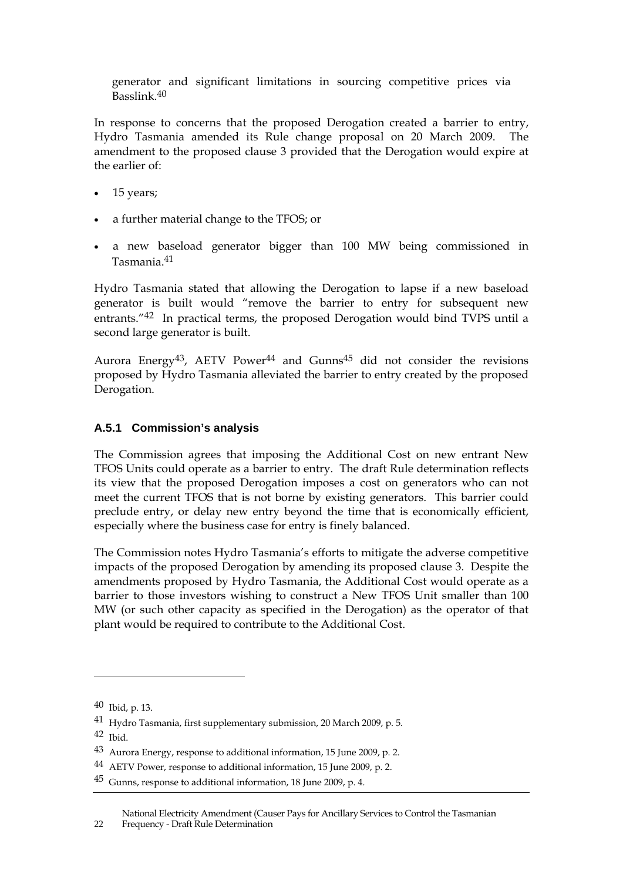generator and significant limitations in sourcing competitive prices via Basslink.[40]

In response to concerns that the proposed Derogation created a barrier to entry, Hydro Tasmania amended its Rule change proposal on 20 March 2009. The amendment to the proposed clause 3 provided that the Derogation would expire at the earlier of:

- 15 years;
- a further material change to the TFOS; or
- a new baseload generator bigger than 100 MW being commissioned in Tasmania.[41]

Hydro Tasmania stated that allowing the Derogation to lapse if a new baseload generator is built would "remove the barrier to entry for subsequent new entrants."[42] In practical terms, the proposed Derogation would bind TVPS until a second large generator is built.

Aurora Energy[43], AETV Power[44] and Gunns[45] did not consider the revisions proposed by Hydro Tasmania alleviated the barrier to entry created by the proposed Derogation.

### A.5.1 Commission's analysis

The Commission agrees that imposing the Additional Cost on new entrant New TFOS Units could operate as a barrier to entry. The draft Rule determination reflects its view that the proposed Derogation imposes a cost on generators who can not meet the current TFOS that is not borne by existing generators. This barrier could preclude entry, or delay new entry beyond the time that is economically efficient, especially where the business case for entry is finely balanced.

The Commission notes Hydro Tasmania's efforts to mitigate the adverse competitive impacts of the proposed Derogation by amending its proposed clause 3. Despite the amendments proposed by Hydro Tasmania, the Additional Cost would operate as a barrier to those investors wishing to construct a New TFOS Unit smaller than 100 MW (or such other capacity as specified in the Derogation) as the operator of that plant would be required to contribute to the Additional Cost.

---

[40] Ibid, p. 13.

[41] Hydro Tasmania, first supplementary submission, 20 March 2009, p. 5.

[42] Ibid.

[43] Aurora Energy, response to additional information, 15 June 2009, p. 2.

[44] AETV Power, response to additional information, 15 June 2009, p. 2.

[45] Gunns, response to additional information, 18 June 2009, p. 4.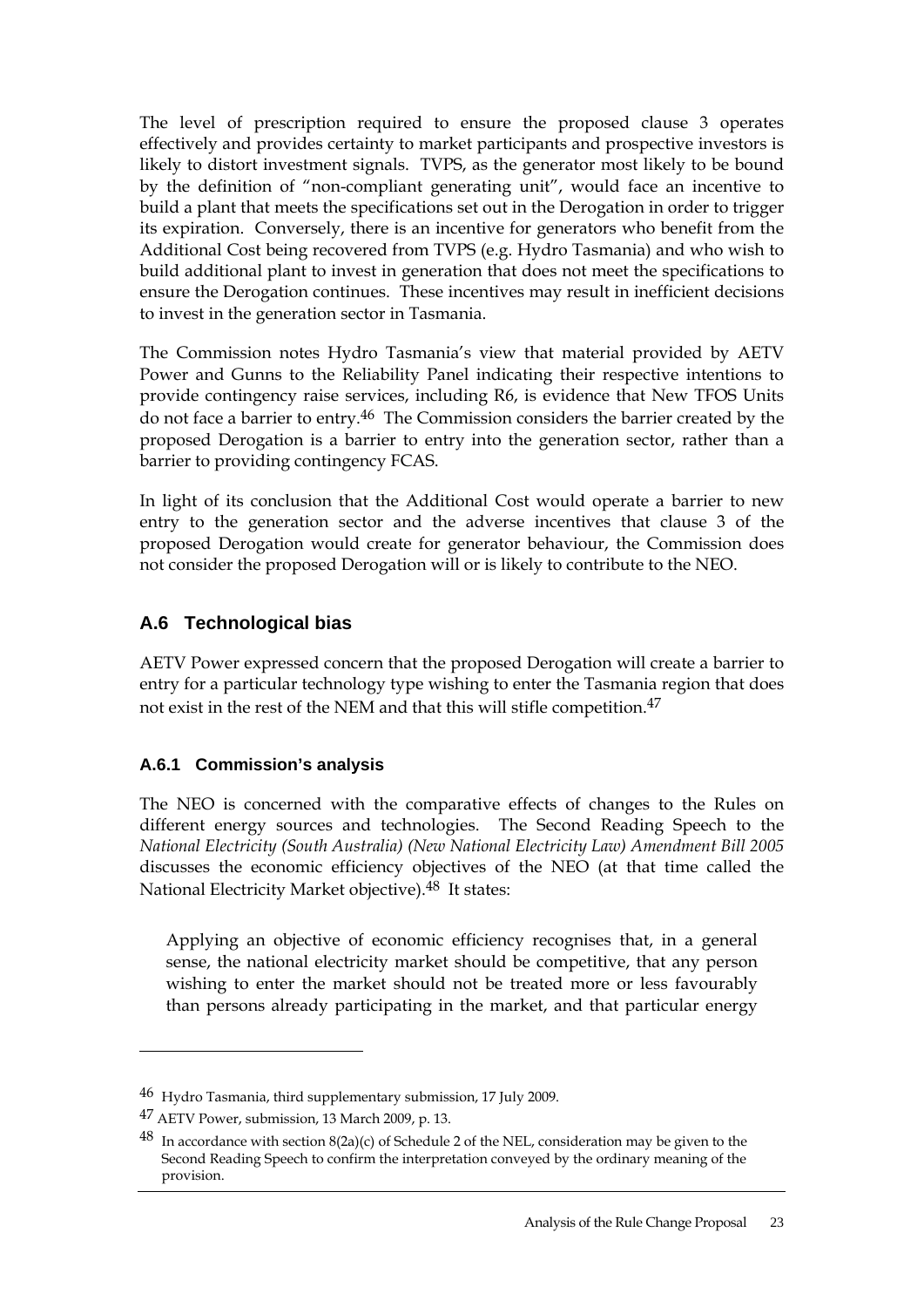The level of prescription required to ensure the proposed clause 3 operates effectively and provides certainty to market participants and prospective investors is likely to distort investment signals. TVPS, as the generator most likely to be bound by the definition of "non-compliant generating unit", would face an incentive to build a plant that meets the specifications set out in the Derogation in order to trigger its expiration. Conversely, there is an incentive for generators who benefit from the Additional Cost being recovered from TVPS (e.g. Hydro Tasmania) and who wish to build additional plant to invest in generation that does not meet the specifications to ensure the Derogation continues. These incentives may result in inefficient decisions to invest in the generation sector in Tasmania.

The Commission notes Hydro Tasmania's view that material provided by AETV Power and Gunns to the Reliability Panel indicating their respective intentions to provide contingency raise services, including R6, is evidence that New TFOS Units do not face a barrier to entry.[46] The Commission considers the barrier created by the proposed Derogation is a barrier to entry into the generation sector, rather than a barrier to providing contingency FCAS.

In light of its conclusion that the Additional Cost would operate a barrier to new entry to the generation sector and the adverse incentives that clause 3 of the proposed Derogation would create for generator behaviour, the Commission does not consider the proposed Derogation will or is likely to contribute to the NEO.

## A.6 Technological bias

AETV Power expressed concern that the proposed Derogation will create a barrier to entry for a particular technology type wishing to enter the Tasmania region that does not exist in the rest of the NEM and that this will stifle competition.[47]

### A.6.1 Commission's analysis

The NEO is concerned with the comparative effects of changes to the Rules on different energy sources and technologies. The Second Reading Speech to the *National Electricity (South Australia) (New National Electricity Law) Amendment Bill 2005* discusses the economic efficiency objectives of the NEO (at that time called the National Electricity Market objective).[48] It states:

> Applying an objective of economic efficiency recognises that, in a general sense, the national electricity market should be competitive, that any person wishing to enter the market should not be treated more or less favourably than persons already participating in the market, and that particular energy

---

[46] Hydro Tasmania, third supplementary submission, 17 July 2009.

[47] AETV Power, submission, 13 March 2009, p. 13.

[48] In accordance with section 8(2a)(c) of Schedule 2 of the NEL, consideration may be given to the Second Reading Speech to confirm the interpretation conveyed by the ordinary meaning of the provision.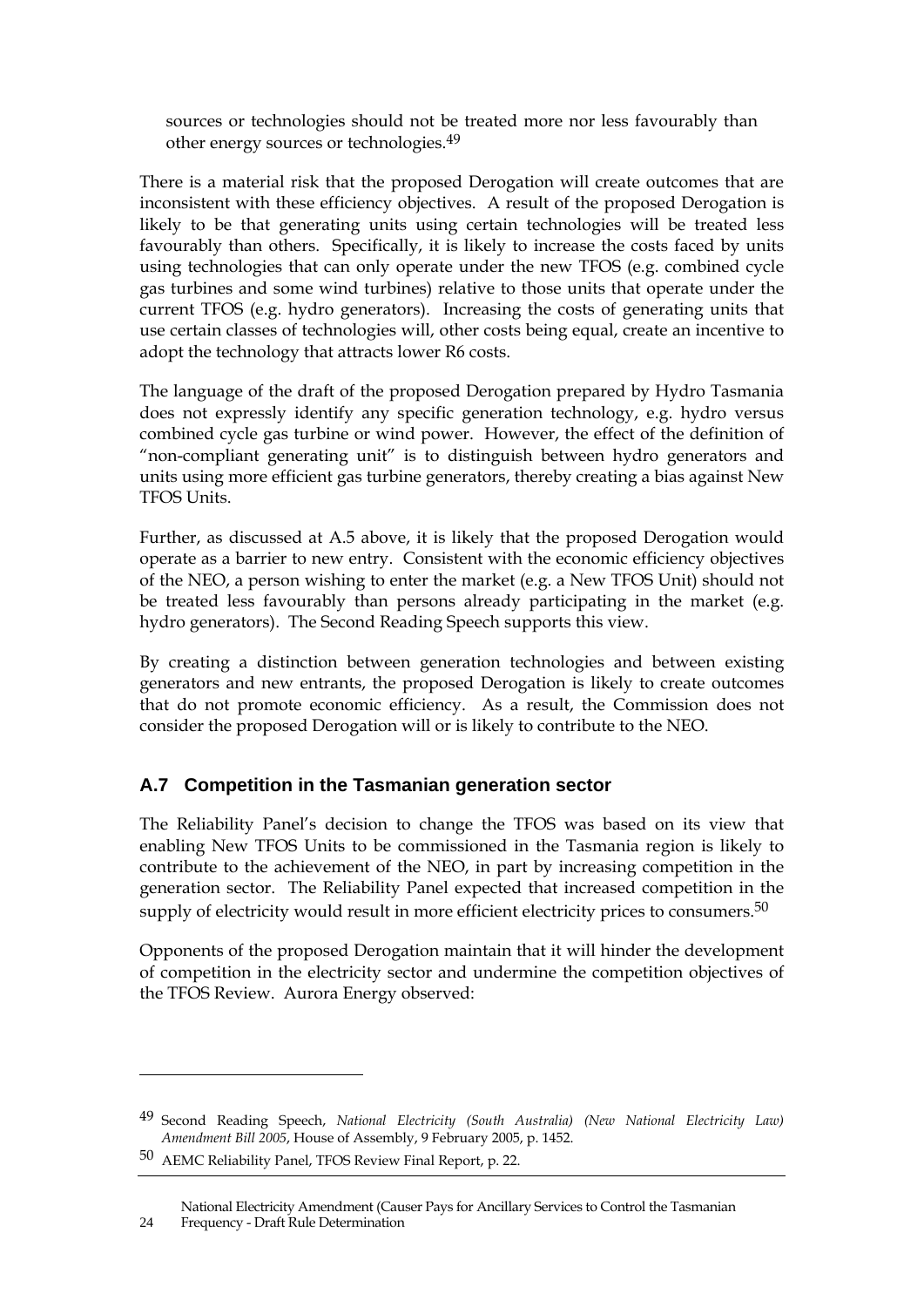sources or technologies should not be treated more nor less favourably than other energy sources or technologies.[49]

There is a material risk that the proposed Derogation will create outcomes that are inconsistent with these efficiency objectives. A result of the proposed Derogation is likely to be that generating units using certain technologies will be treated less favourably than others. Specifically, it is likely to increase the costs faced by units using technologies that can only operate under the new TFOS (e.g. combined cycle gas turbines and some wind turbines) relative to those units that operate under the current TFOS (e.g. hydro generators). Increasing the costs of generating units that use certain classes of technologies will, other costs being equal, create an incentive to adopt the technology that attracts lower R6 costs.

The language of the draft of the proposed Derogation prepared by Hydro Tasmania does not expressly identify any specific generation technology, e.g. hydro versus combined cycle gas turbine or wind power. However, the effect of the definition of "non-compliant generating unit" is to distinguish between hydro generators and units using more efficient gas turbine generators, thereby creating a bias against New TFOS Units.

Further, as discussed at A.5 above, it is likely that the proposed Derogation would operate as a barrier to new entry. Consistent with the economic efficiency objectives of the NEO, a person wishing to enter the market (e.g. a New TFOS Unit) should not be treated less favourably than persons already participating in the market (e.g. hydro generators). The Second Reading Speech supports this view.

By creating a distinction between generation technologies and between existing generators and new entrants, the proposed Derogation is likely to create outcomes that do not promote economic efficiency. As a result, the Commission does not consider the proposed Derogation will or is likely to contribute to the NEO.

## A.7 Competition in the Tasmanian generation sector

The Reliability Panel's decision to change the TFOS was based on its view that enabling New TFOS Units to be commissioned in the Tasmania region is likely to contribute to the achievement of the NEO, in part by increasing competition in the generation sector. The Reliability Panel expected that increased competition in the supply of electricity would result in more efficient electricity prices to consumers.[50]

Opponents of the proposed Derogation maintain that it will hinder the development of competition in the electricity sector and undermine the competition objectives of the TFOS Review. Aurora Energy observed:

---

[49] Second Reading Speech, *National Electricity (South Australia) (New National Electricity Law) Amendment Bill 2005*, House of Assembly, 9 February 2005, p. 1452.

[50] AEMC Reliability Panel, TFOS Review Final Report, p. 22.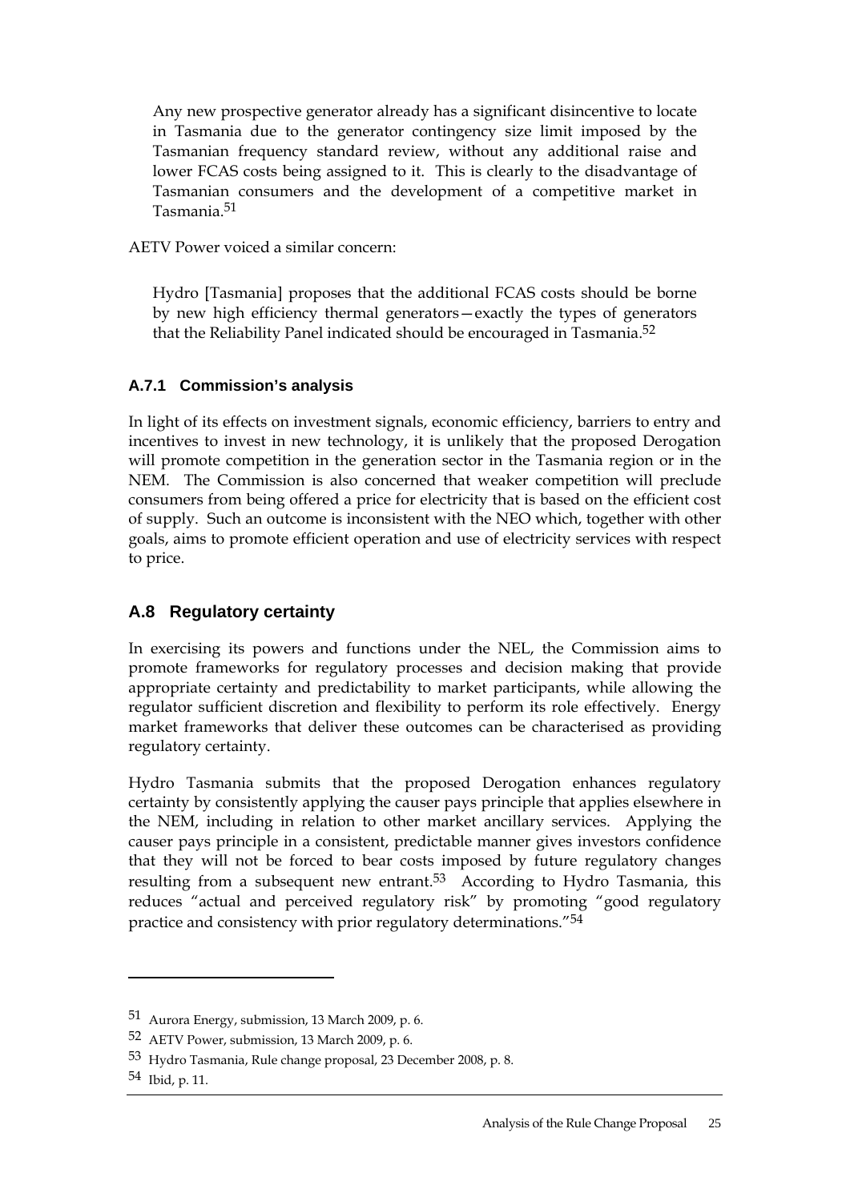> Any new prospective generator already has a significant disincentive to locate in Tasmania due to the generator contingency size limit imposed by the Tasmanian frequency standard review, without any additional raise and lower FCAS costs being assigned to it. This is clearly to the disadvantage of Tasmanian consumers and the development of a competitive market in Tasmania.[51]

AETV Power voiced a similar concern:

> Hydro [Tasmania] proposes that the additional FCAS costs should be borne by new high efficiency thermal generators—exactly the types of generators that the Reliability Panel indicated should be encouraged in Tasmania.[52]

### A.7.1 Commission's analysis

In light of its effects on investment signals, economic efficiency, barriers to entry and incentives to invest in new technology, it is unlikely that the proposed Derogation will promote competition in the generation sector in the Tasmania region or in the NEM. The Commission is also concerned that weaker competition will preclude consumers from being offered a price for electricity that is based on the efficient cost of supply. Such an outcome is inconsistent with the NEO which, together with other goals, aims to promote efficient operation and use of electricity services with respect to price.

## A.8 Regulatory certainty

In exercising its powers and functions under the NEL, the Commission aims to promote frameworks for regulatory processes and decision making that provide appropriate certainty and predictability to market participants, while allowing the regulator sufficient discretion and flexibility to perform its role effectively. Energy market frameworks that deliver these outcomes can be characterised as providing regulatory certainty.

Hydro Tasmania submits that the proposed Derogation enhances regulatory certainty by consistently applying the causer pays principle that applies elsewhere in the NEM, including in relation to other market ancillary services. Applying the causer pays principle in a consistent, predictable manner gives investors confidence that they will not be forced to bear costs imposed by future regulatory changes resulting from a subsequent new entrant.[53] According to Hydro Tasmania, this reduces "actual and perceived regulatory risk" by promoting "good regulatory practice and consistency with prior regulatory determinations."[54]

---

51 Aurora Energy, submission, 13 March 2009, p. 6.

52 AETV Power, submission, 13 March 2009, p. 6.

53 Hydro Tasmania, Rule change proposal, 23 December 2008, p. 8.

54 Ibid, p. 11.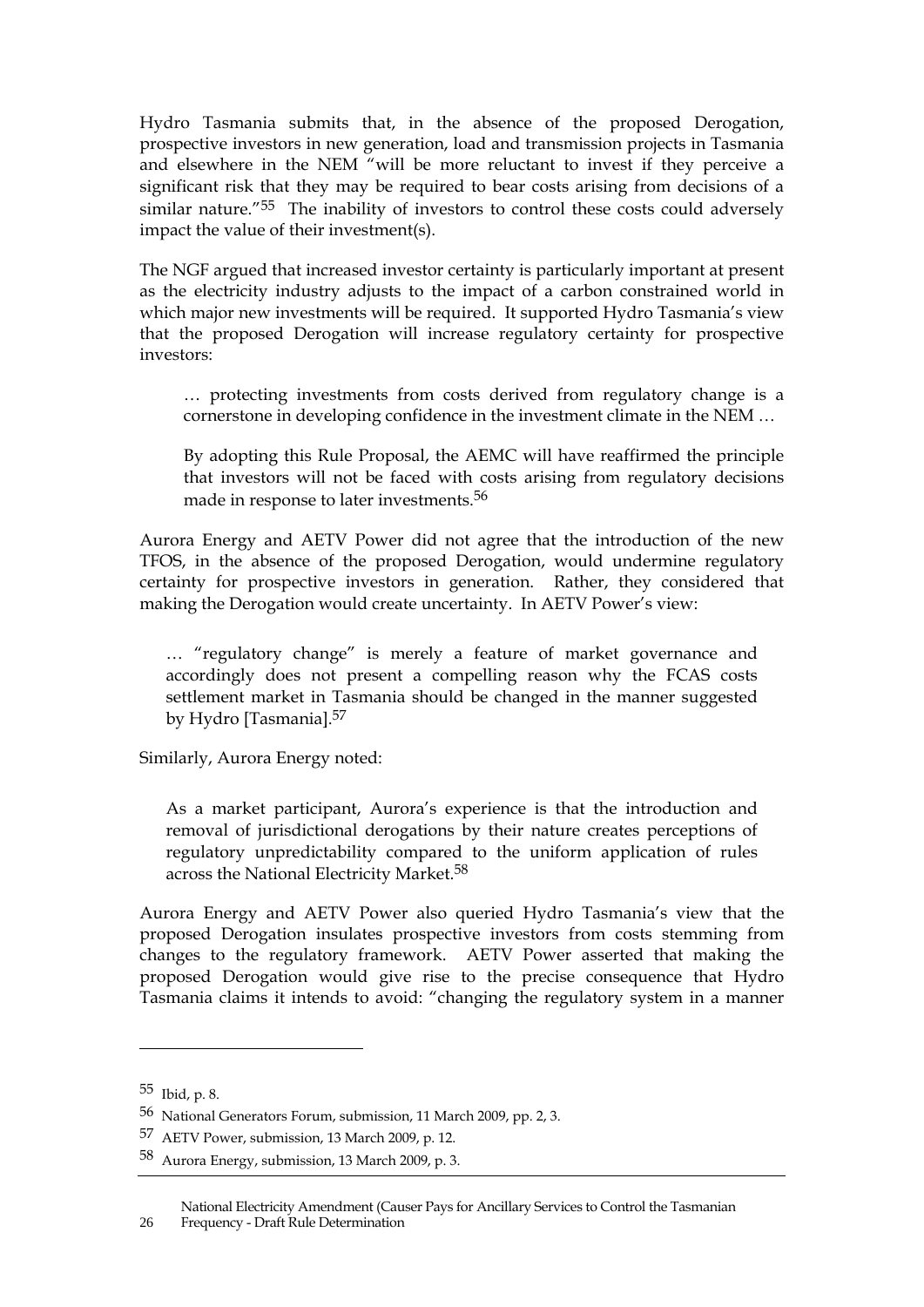Hydro Tasmania submits that, in the absence of the proposed Derogation, prospective investors in new generation, load and transmission projects in Tasmania and elsewhere in the NEM "will be more reluctant to invest if they perceive a significant risk that they may be required to bear costs arising from decisions of a similar nature."[55] The inability of investors to control these costs could adversely impact the value of their investment(s).

The NGF argued that increased investor certainty is particularly important at present as the electricity industry adjusts to the impact of a carbon constrained world in which major new investments will be required. It supported Hydro Tasmania's view that the proposed Derogation will increase regulatory certainty for prospective investors:

> … protecting investments from costs derived from regulatory change is a cornerstone in developing confidence in the investment climate in the NEM …
>
> By adopting this Rule Proposal, the AEMC will have reaffirmed the principle that investors will not be faced with costs arising from regulatory decisions made in response to later investments.[56]

Aurora Energy and AETV Power did not agree that the introduction of the new TFOS, in the absence of the proposed Derogation, would undermine regulatory certainty for prospective investors in generation. Rather, they considered that making the Derogation would create uncertainty. In AETV Power's view:

> … "regulatory change" is merely a feature of market governance and accordingly does not present a compelling reason why the FCAS costs settlement market in Tasmania should be changed in the manner suggested by Hydro [Tasmania].[57]

Similarly, Aurora Energy noted:

> As a market participant, Aurora's experience is that the introduction and removal of jurisdictional derogations by their nature creates perceptions of regulatory unpredictability compared to the uniform application of rules across the National Electricity Market.[58]

Aurora Energy and AETV Power also queried Hydro Tasmania's view that the proposed Derogation insulates prospective investors from costs stemming from changes to the regulatory framework. AETV Power asserted that making the proposed Derogation would give rise to the precise consequence that Hydro Tasmania claims it intends to avoid: "changing the regulatory system in a manner

---

[55] Ibid, p. 8.

[56] National Generators Forum, submission, 11 March 2009, pp. 2, 3.

[57] AETV Power, submission, 13 March 2009, p. 12.

[58] Aurora Energy, submission, 13 March 2009, p. 3.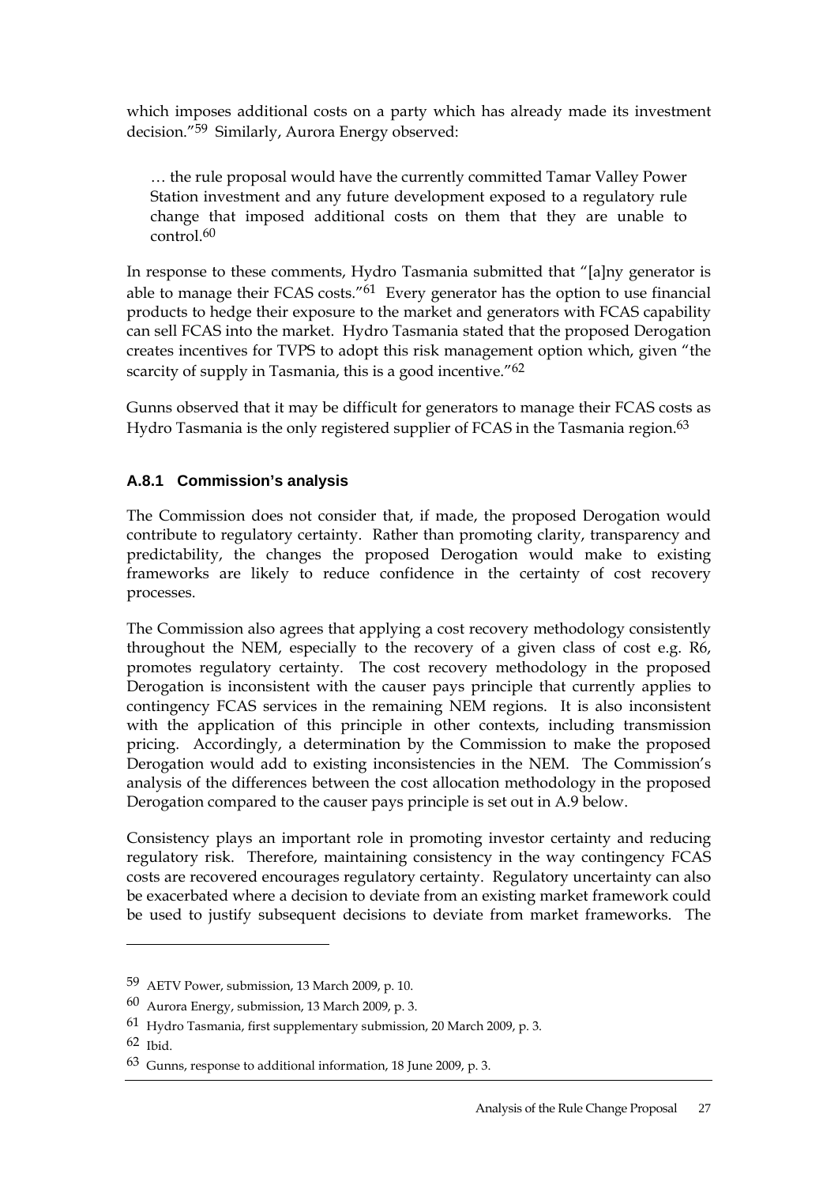which imposes additional costs on a party which has already made its investment decision."[59] Similarly, Aurora Energy observed:

> … the rule proposal would have the currently committed Tamar Valley Power Station investment and any future development exposed to a regulatory rule change that imposed additional costs on them that they are unable to control.[60]

In response to these comments, Hydro Tasmania submitted that "[a]ny generator is able to manage their FCAS costs."[61] Every generator has the option to use financial products to hedge their exposure to the market and generators with FCAS capability can sell FCAS into the market. Hydro Tasmania stated that the proposed Derogation creates incentives for TVPS to adopt this risk management option which, given "the scarcity of supply in Tasmania, this is a good incentive."[62]

Gunns observed that it may be difficult for generators to manage their FCAS costs as Hydro Tasmania is the only registered supplier of FCAS in the Tasmania region.[63]

### A.8.1 Commission's analysis

The Commission does not consider that, if made, the proposed Derogation would contribute to regulatory certainty. Rather than promoting clarity, transparency and predictability, the changes the proposed Derogation would make to existing frameworks are likely to reduce confidence in the certainty of cost recovery processes.

The Commission also agrees that applying a cost recovery methodology consistently throughout the NEM, especially to the recovery of a given class of cost e.g. R6, promotes regulatory certainty. The cost recovery methodology in the proposed Derogation is inconsistent with the causer pays principle that currently applies to contingency FCAS services in the remaining NEM regions. It is also inconsistent with the application of this principle in other contexts, including transmission pricing. Accordingly, a determination by the Commission to make the proposed Derogation would add to existing inconsistencies in the NEM. The Commission's analysis of the differences between the cost allocation methodology in the proposed Derogation compared to the causer pays principle is set out in A.9 below.

Consistency plays an important role in promoting investor certainty and reducing regulatory risk. Therefore, maintaining consistency in the way contingency FCAS costs are recovered encourages regulatory certainty. Regulatory uncertainty can also be exacerbated where a decision to deviate from an existing market framework could be used to justify subsequent decisions to deviate from market frameworks. The

---

59 AETV Power, submission, 13 March 2009, p. 10.

60 Aurora Energy, submission, 13 March 2009, p. 3.

61 Hydro Tasmania, first supplementary submission, 20 March 2009, p. 3.

62 Ibid.

63 Gunns, response to additional information, 18 June 2009, p. 3.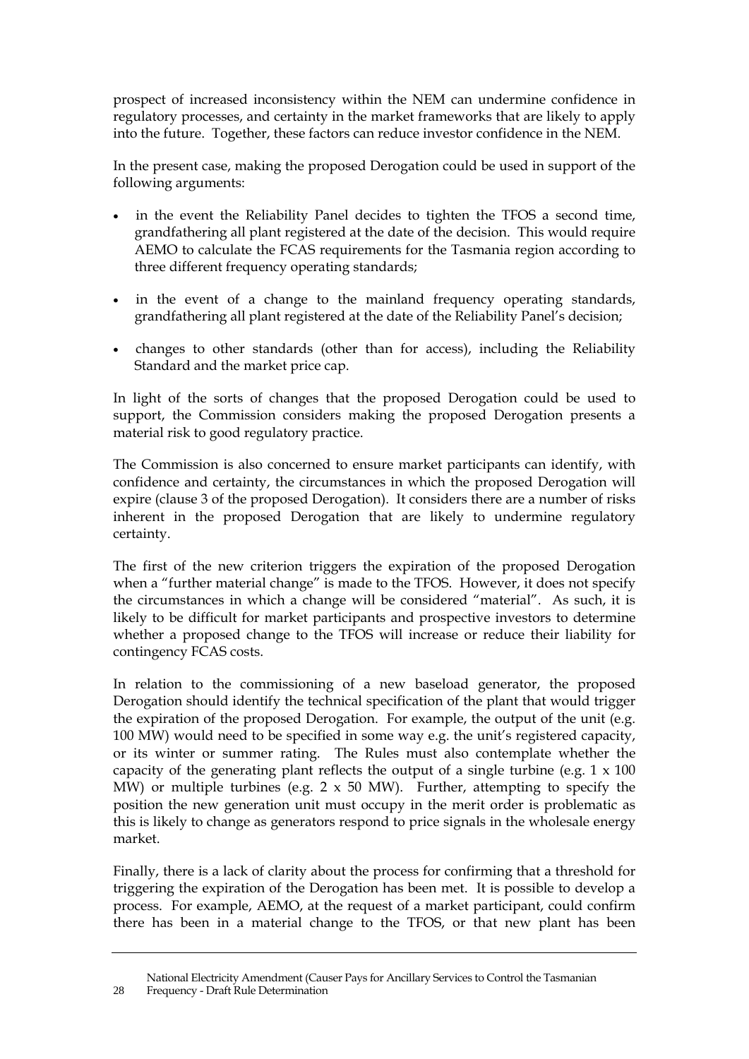prospect of increased inconsistency within the NEM can undermine confidence in regulatory processes, and certainty in the market frameworks that are likely to apply into the future. Together, these factors can reduce investor confidence in the NEM.

In the present case, making the proposed Derogation could be used in support of the following arguments:

- in the event the Reliability Panel decides to tighten the TFOS a second time, grandfathering all plant registered at the date of the decision. This would require AEMO to calculate the FCAS requirements for the Tasmania region according to three different frequency operating standards;
- in the event of a change to the mainland frequency operating standards, grandfathering all plant registered at the date of the Reliability Panel's decision;
- changes to other standards (other than for access), including the Reliability Standard and the market price cap.

In light of the sorts of changes that the proposed Derogation could be used to support, the Commission considers making the proposed Derogation presents a material risk to good regulatory practice.

The Commission is also concerned to ensure market participants can identify, with confidence and certainty, the circumstances in which the proposed Derogation will expire (clause 3 of the proposed Derogation). It considers there are a number of risks inherent in the proposed Derogation that are likely to undermine regulatory certainty.

The first of the new criterion triggers the expiration of the proposed Derogation when a "further material change" is made to the TFOS. However, it does not specify the circumstances in which a change will be considered "material". As such, it is likely to be difficult for market participants and prospective investors to determine whether a proposed change to the TFOS will increase or reduce their liability for contingency FCAS costs.

In relation to the commissioning of a new baseload generator, the proposed Derogation should identify the technical specification of the plant that would trigger the expiration of the proposed Derogation. For example, the output of the unit (e.g. 100 MW) would need to be specified in some way e.g. the unit's registered capacity, or its winter or summer rating. The Rules must also contemplate whether the capacity of the generating plant reflects the output of a single turbine (e.g. 1 x 100 MW) or multiple turbines (e.g. 2 x 50 MW). Further, attempting to specify the position the new generation unit must occupy in the merit order is problematic as this is likely to change as generators respond to price signals in the wholesale energy market.

Finally, there is a lack of clarity about the process for confirming that a threshold for triggering the expiration of the Derogation has been met. It is possible to develop a process. For example, AEMO, at the request of a market participant, could confirm there has been in a material change to the TFOS, or that new plant has been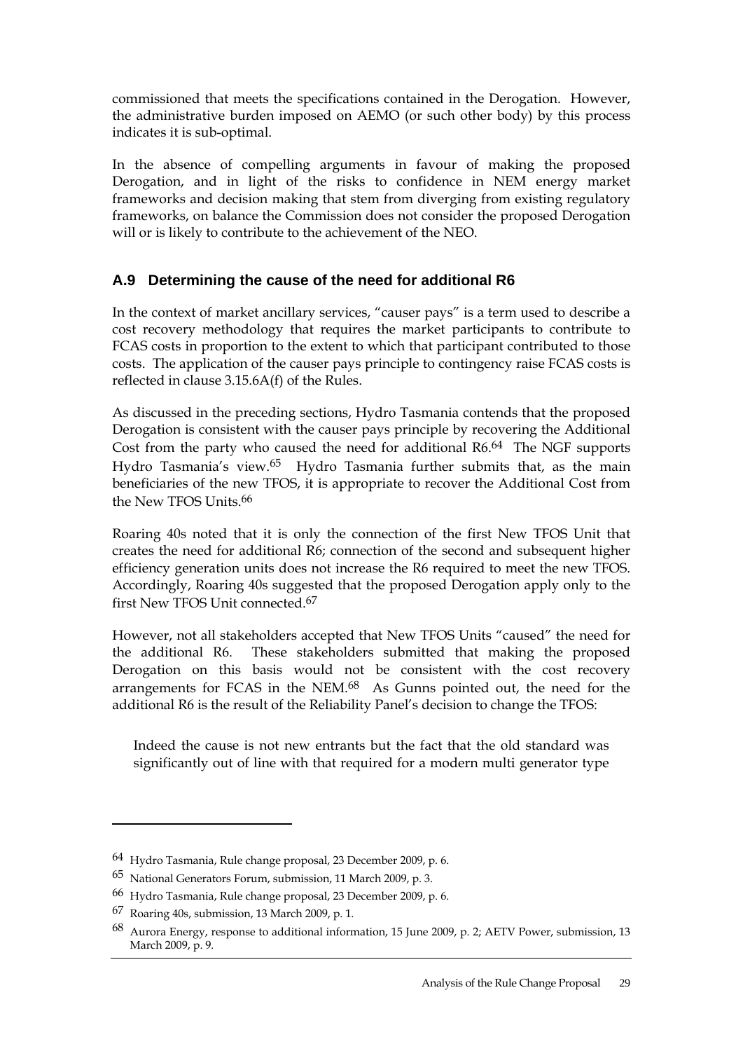commissioned that meets the specifications contained in the Derogation. However, the administrative burden imposed on AEMO (or such other body) by this process indicates it is sub-optimal.

In the absence of compelling arguments in favour of making the proposed Derogation, and in light of the risks to confidence in NEM energy market frameworks and decision making that stem from diverging from existing regulatory frameworks, on balance the Commission does not consider the proposed Derogation will or is likely to contribute to the achievement of the NEO.

## A.9 Determining the cause of the need for additional R6

In the context of market ancillary services, "causer pays" is a term used to describe a cost recovery methodology that requires the market participants to contribute to FCAS costs in proportion to the extent to which that participant contributed to those costs. The application of the causer pays principle to contingency raise FCAS costs is reflected in clause 3.15.6A(f) of the Rules.

As discussed in the preceding sections, Hydro Tasmania contends that the proposed Derogation is consistent with the causer pays principle by recovering the Additional Cost from the party who caused the need for additional R6.[64] The NGF supports Hydro Tasmania's view.[65] Hydro Tasmania further submits that, as the main beneficiaries of the new TFOS, it is appropriate to recover the Additional Cost from the New TFOS Units.[66]

Roaring 40s noted that it is only the connection of the first New TFOS Unit that creates the need for additional R6; connection of the second and subsequent higher efficiency generation units does not increase the R6 required to meet the new TFOS. Accordingly, Roaring 40s suggested that the proposed Derogation apply only to the first New TFOS Unit connected.[67]

However, not all stakeholders accepted that New TFOS Units "caused" the need for the additional R6. These stakeholders submitted that making the proposed Derogation on this basis would not be consistent with the cost recovery arrangements for FCAS in the NEM.[68] As Gunns pointed out, the need for the additional R6 is the result of the Reliability Panel's decision to change the TFOS:

> Indeed the cause is not new entrants but the fact that the old standard was significantly out of line with that required for a modern multi generator type

---

[64] Hydro Tasmania, Rule change proposal, 23 December 2009, p. 6.

[65] National Generators Forum, submission, 11 March 2009, p. 3.

[66] Hydro Tasmania, Rule change proposal, 23 December 2009, p. 6.

[67] Roaring 40s, submission, 13 March 2009, p. 1.

[68] Aurora Energy, response to additional information, 15 June 2009, p. 2; AETV Power, submission, 13 March 2009, p. 9.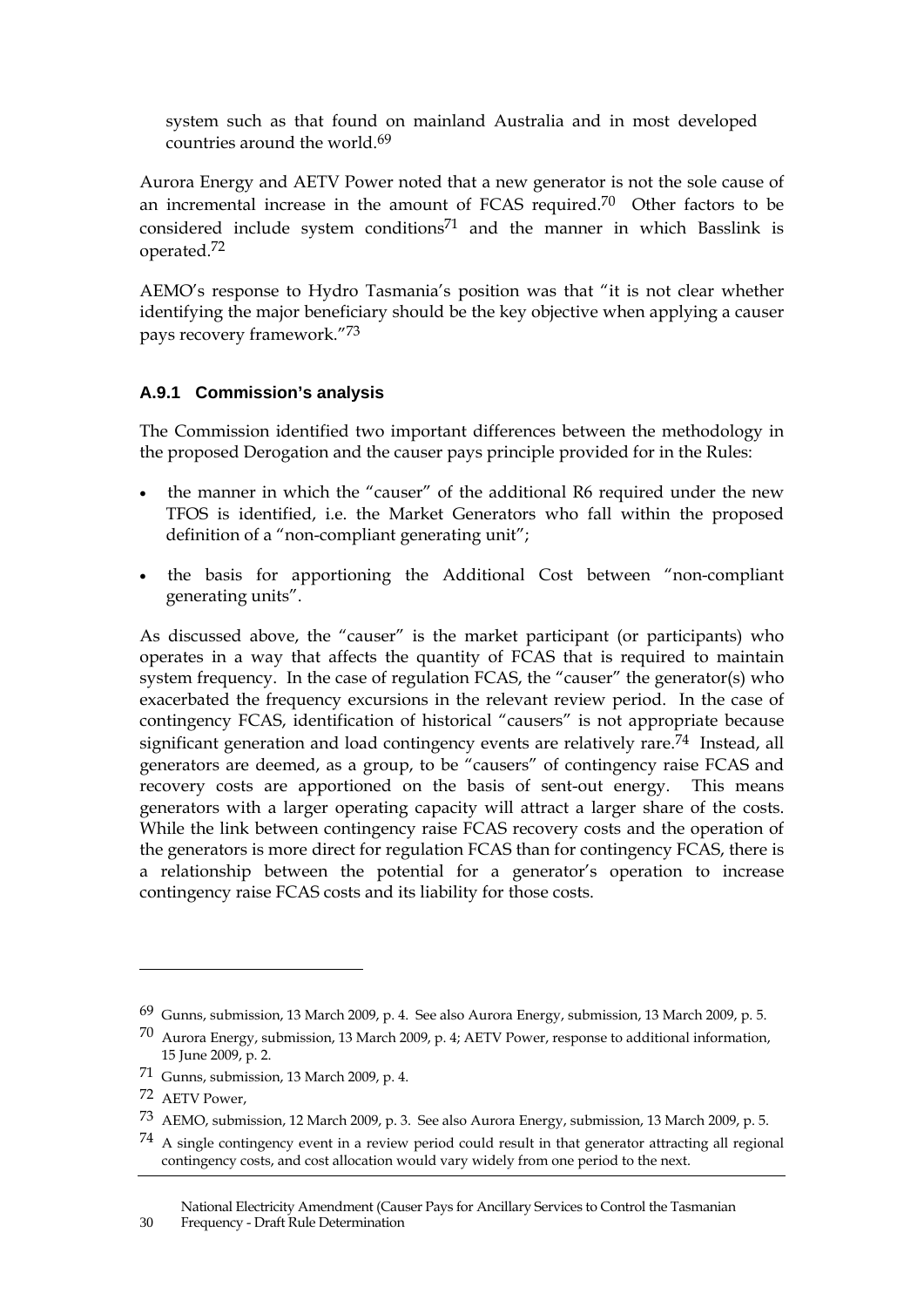system such as that found on mainland Australia and in most developed countries around the world.[69]

Aurora Energy and AETV Power noted that a new generator is not the sole cause of an incremental increase in the amount of FCAS required.[70] Other factors to be considered include system conditions[71] and the manner in which Basslink is operated.[72]

AEMO's response to Hydro Tasmania's position was that "it is not clear whether identifying the major beneficiary should be the key objective when applying a causer pays recovery framework."[73]

### A.9.1 Commission's analysis

The Commission identified two important differences between the methodology in the proposed Derogation and the causer pays principle provided for in the Rules:

- the manner in which the "causer" of the additional R6 required under the new TFOS is identified, i.e. the Market Generators who fall within the proposed definition of a "non-compliant generating unit";
- the basis for apportioning the Additional Cost between "non-compliant generating units".

As discussed above, the "causer" is the market participant (or participants) who operates in a way that affects the quantity of FCAS that is required to maintain system frequency. In the case of regulation FCAS, the "causer" the generator(s) who exacerbated the frequency excursions in the relevant review period. In the case of contingency FCAS, identification of historical "causers" is not appropriate because significant generation and load contingency events are relatively rare.[74] Instead, all generators are deemed, as a group, to be "causers" of contingency raise FCAS and recovery costs are apportioned on the basis of sent-out energy. This means generators with a larger operating capacity will attract a larger share of the costs. While the link between contingency raise FCAS recovery costs and the operation of the generators is more direct for regulation FCAS than for contingency FCAS, there is a relationship between the potential for a generator's operation to increase contingency raise FCAS costs and its liability for those costs.

---

69 Gunns, submission, 13 March 2009, p. 4. See also Aurora Energy, submission, 13 March 2009, p. 5.

70 Aurora Energy, submission, 13 March 2009, p. 4; AETV Power, response to additional information, 15 June 2009, p. 2.

71 Gunns, submission, 13 March 2009, p. 4.

72 AETV Power,

73 AEMO, submission, 12 March 2009, p. 3. See also Aurora Energy, submission, 13 March 2009, p. 5.

74 A single contingency event in a review period could result in that generator attracting all regional contingency costs, and cost allocation would vary widely from one period to the next.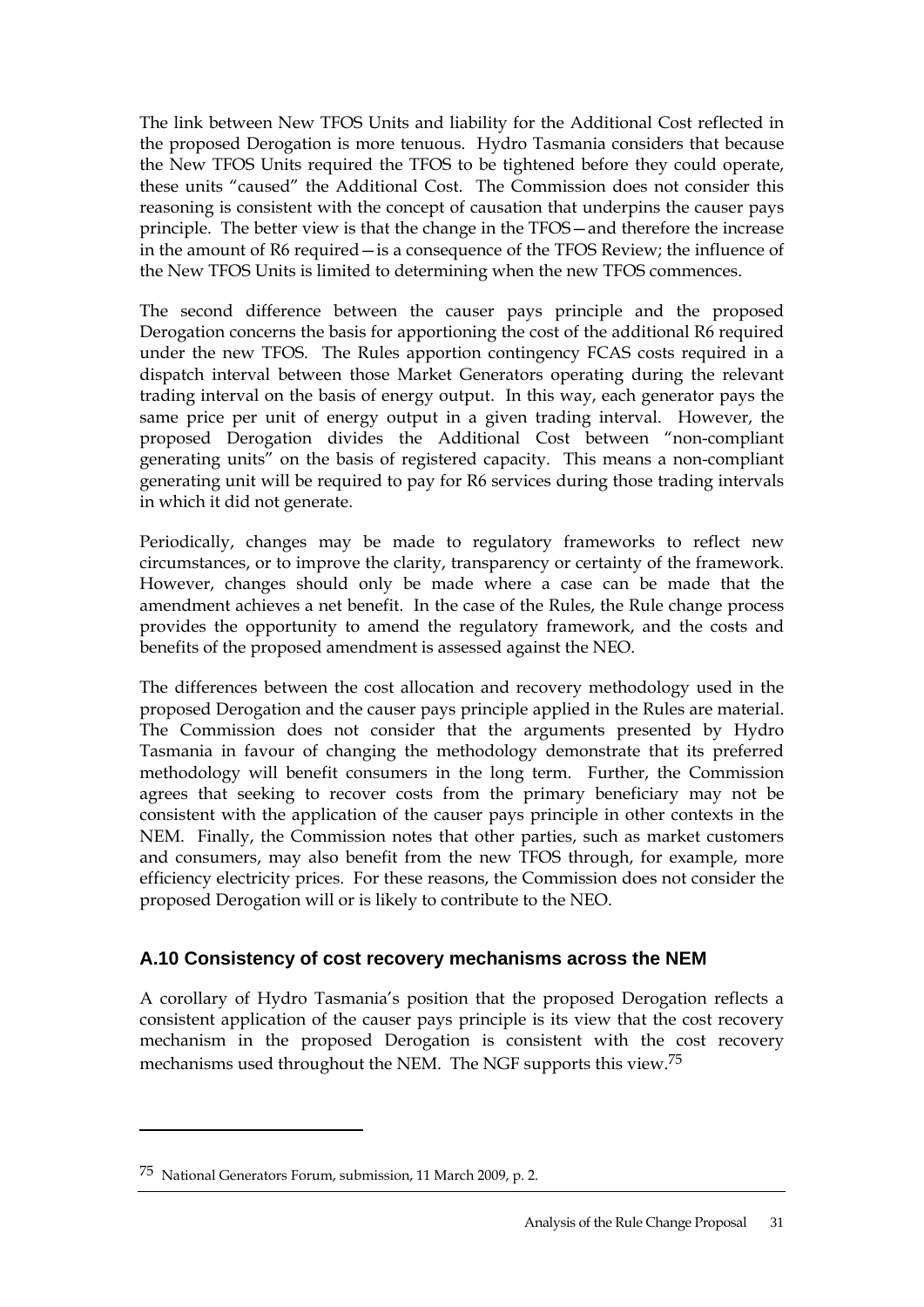The link between New TFOS Units and liability for the Additional Cost reflected in the proposed Derogation is more tenuous. Hydro Tasmania considers that because the New TFOS Units required the TFOS to be tightened before they could operate, these units "caused" the Additional Cost. The Commission does not consider this reasoning is consistent with the concept of causation that underpins the causer pays principle. The better view is that the change in the TFOS—and therefore the increase in the amount of R6 required—is a consequence of the TFOS Review; the influence of the New TFOS Units is limited to determining when the new TFOS commences.

The second difference between the causer pays principle and the proposed Derogation concerns the basis for apportioning the cost of the additional R6 required under the new TFOS. The Rules apportion contingency FCAS costs required in a dispatch interval between those Market Generators operating during the relevant trading interval on the basis of energy output. In this way, each generator pays the same price per unit of energy output in a given trading interval. However, the proposed Derogation divides the Additional Cost between "non-compliant generating units" on the basis of registered capacity. This means a non-compliant generating unit will be required to pay for R6 services during those trading intervals in which it did not generate.

Periodically, changes may be made to regulatory frameworks to reflect new circumstances, or to improve the clarity, transparency or certainty of the framework. However, changes should only be made where a case can be made that the amendment achieves a net benefit. In the case of the Rules, the Rule change process provides the opportunity to amend the regulatory framework, and the costs and benefits of the proposed amendment is assessed against the NEO.

The differences between the cost allocation and recovery methodology used in the proposed Derogation and the causer pays principle applied in the Rules are material. The Commission does not consider that the arguments presented by Hydro Tasmania in favour of changing the methodology demonstrate that its preferred methodology will benefit consumers in the long term. Further, the Commission agrees that seeking to recover costs from the primary beneficiary may not be consistent with the application of the causer pays principle in other contexts in the NEM. Finally, the Commission notes that other parties, such as market customers and consumers, may also benefit from the new TFOS through, for example, more efficiency electricity prices. For these reasons, the Commission does not consider the proposed Derogation will or is likely to contribute to the NEO.

## A.10 Consistency of cost recovery mechanisms across the NEM

A corollary of Hydro Tasmania's position that the proposed Derogation reflects a consistent application of the causer pays principle is its view that the cost recovery mechanism in the proposed Derogation is consistent with the cost recovery mechanisms used throughout the NEM. The NGF supports this view.[75]

[75] National Generators Forum, submission, 11 March 2009, p. 2.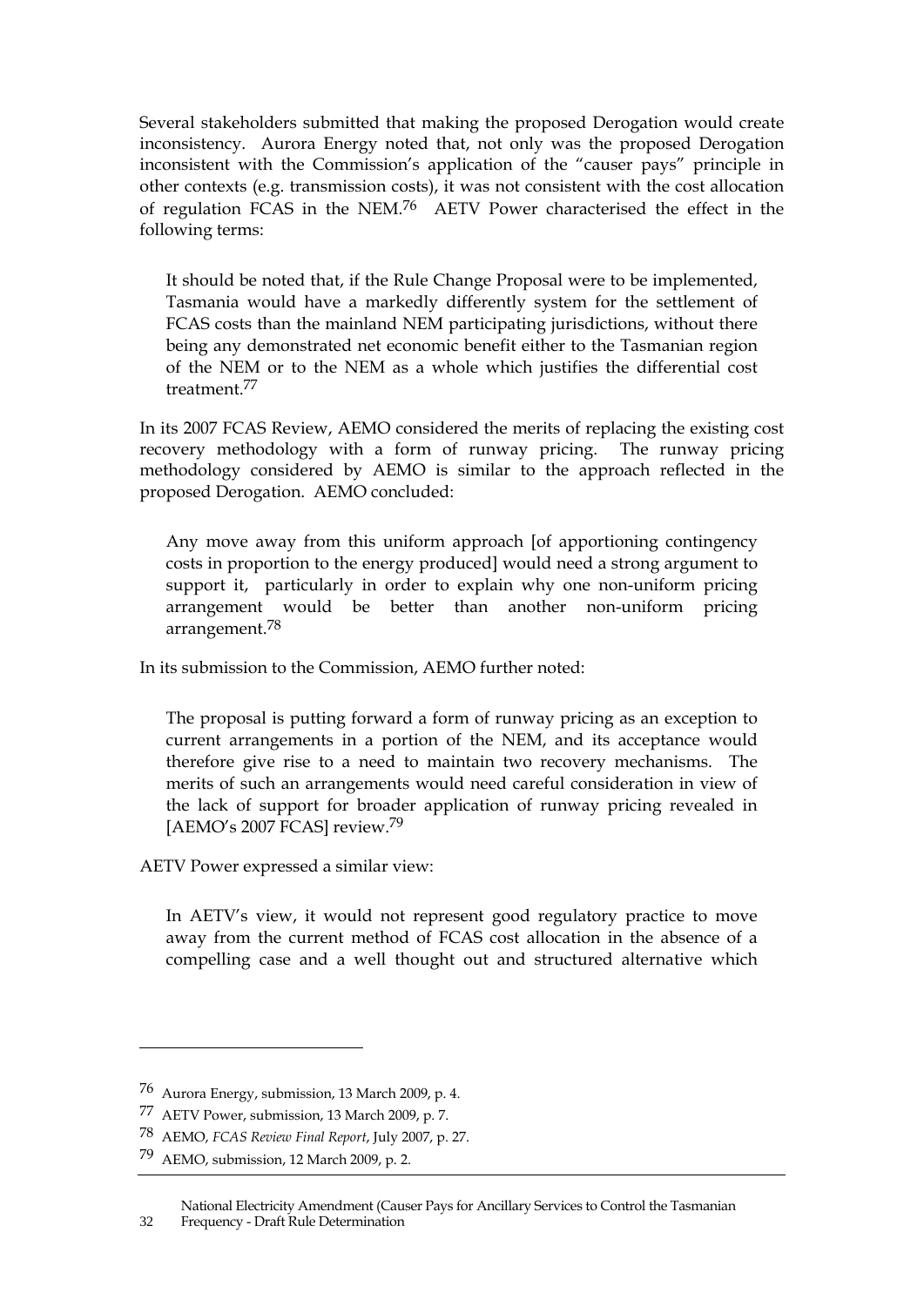Several stakeholders submitted that making the proposed Derogation would create inconsistency. Aurora Energy noted that, not only was the proposed Derogation inconsistent with the Commission's application of the "causer pays" principle in other contexts (e.g. transmission costs), it was not consistent with the cost allocation of regulation FCAS in the NEM.[76] AETV Power characterised the effect in the following terms:

> It should be noted that, if the Rule Change Proposal were to be implemented, Tasmania would have a markedly differently system for the settlement of FCAS costs than the mainland NEM participating jurisdictions, without there being any demonstrated net economic benefit either to the Tasmanian region of the NEM or to the NEM as a whole which justifies the differential cost treatment.[77]

In its 2007 FCAS Review, AEMO considered the merits of replacing the existing cost recovery methodology with a form of runway pricing. The runway pricing methodology considered by AEMO is similar to the approach reflected in the proposed Derogation. AEMO concluded:

> Any move away from this uniform approach [of apportioning contingency costs in proportion to the energy produced] would need a strong argument to support it, particularly in order to explain why one non-uniform pricing arrangement would be better than another non-uniform pricing arrangement.[78]

In its submission to the Commission, AEMO further noted:

> The proposal is putting forward a form of runway pricing as an exception to current arrangements in a portion of the NEM, and its acceptance would therefore give rise to a need to maintain two recovery mechanisms. The merits of such an arrangements would need careful consideration in view of the lack of support for broader application of runway pricing revealed in [AEMO's 2007 FCAS] review.[79]

AETV Power expressed a similar view:

> In AETV's view, it would not represent good regulatory practice to move away from the current method of FCAS cost allocation in the absence of a compelling case and a well thought out and structured alternative which

---

[76] Aurora Energy, submission, 13 March 2009, p. 4.

[77] AETV Power, submission, 13 March 2009, p. 7.

[78] AEMO, *FCAS Review Final Report*, July 2007, p. 27.

[79] AEMO, submission, 12 March 2009, p. 2.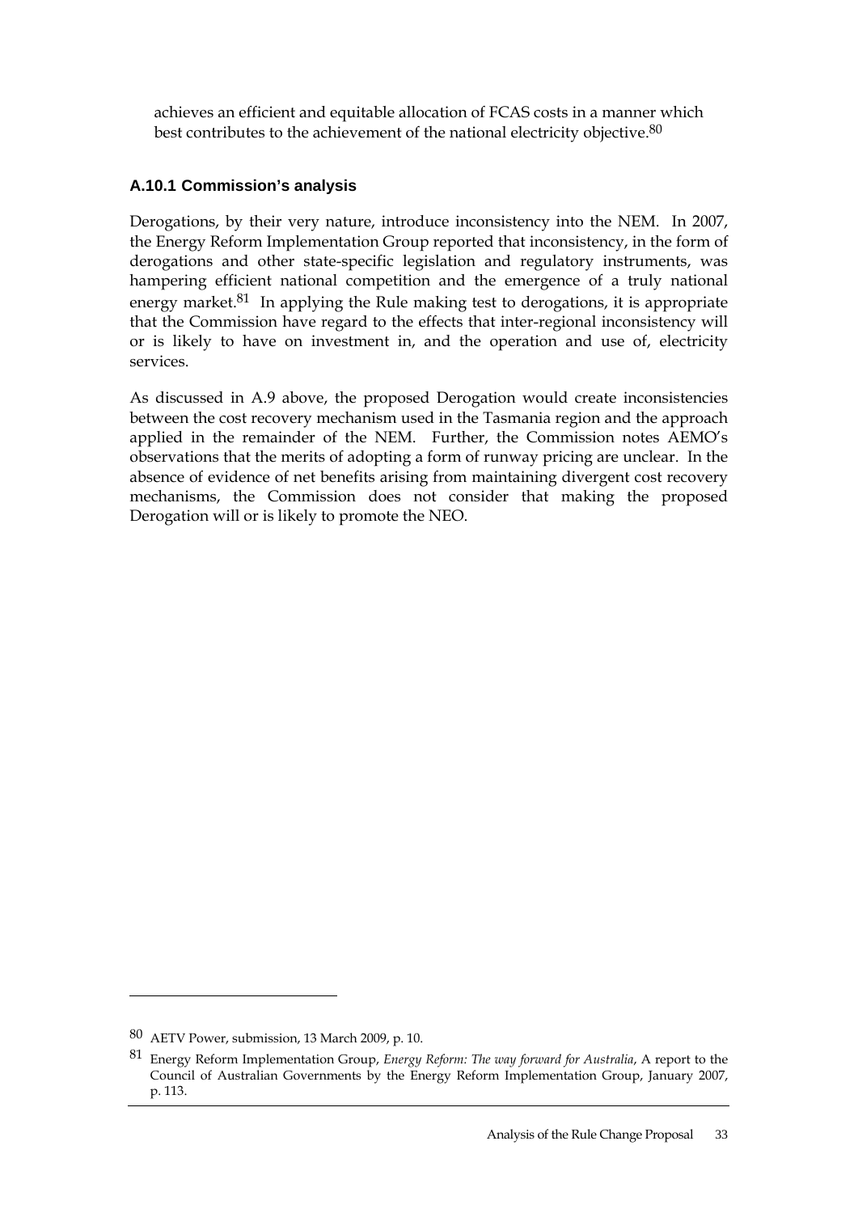achieves an efficient and equitable allocation of FCAS costs in a manner which best contributes to the achievement of the national electricity objective.[80]

### A.10.1 Commission's analysis

Derogations, by their very nature, introduce inconsistency into the NEM. In 2007, the Energy Reform Implementation Group reported that inconsistency, in the form of derogations and other state-specific legislation and regulatory instruments, was hampering efficient national competition and the emergence of a truly national energy market.[81] In applying the Rule making test to derogations, it is appropriate that the Commission have regard to the effects that inter-regional inconsistency will or is likely to have on investment in, and the operation and use of, electricity services.

As discussed in A.9 above, the proposed Derogation would create inconsistencies between the cost recovery mechanism used in the Tasmania region and the approach applied in the remainder of the NEM. Further, the Commission notes AEMO's observations that the merits of adopting a form of runway pricing are unclear. In the absence of evidence of net benefits arising from maintaining divergent cost recovery mechanisms, the Commission does not consider that making the proposed Derogation will or is likely to promote the NEO.

---

80 AETV Power, submission, 13 March 2009, p. 10.

81 Energy Reform Implementation Group, *Energy Reform: The way forward for Australia*, A report to the Council of Australian Governments by the Energy Reform Implementation Group, January 2007, p. 113.